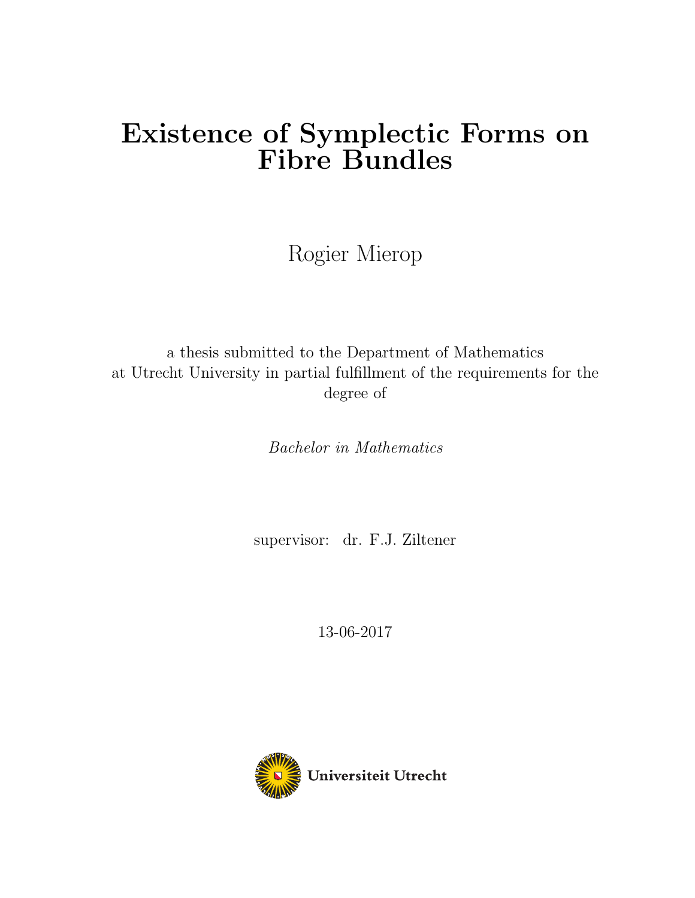# Existence of Symplectic Forms on Fibre Bundles

Rogier Mierop

a thesis submitted to the Department of Mathematics
at Utrecht University in partial fulfillment of the requirements for the degree of

*Bachelor in Mathematics*

supervisor: dr. F.J. Ziltener

13-06-2017

Universiteit Utrecht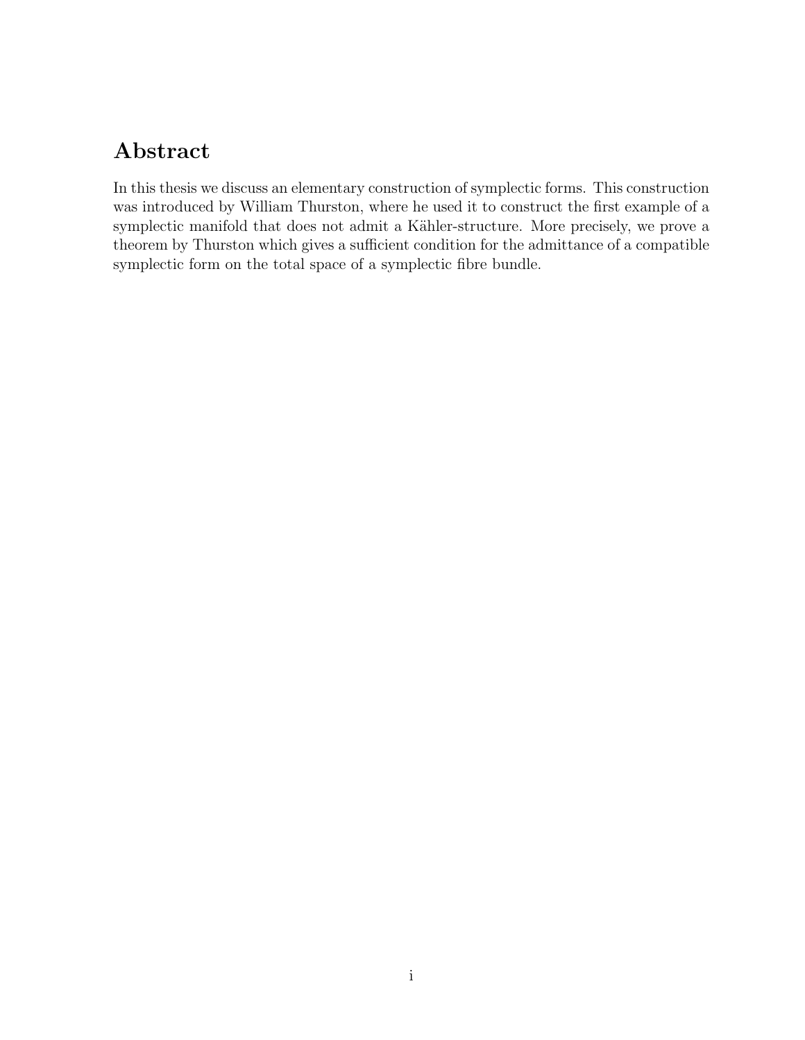# Abstract

In this thesis we discuss an elementary construction of symplectic forms. This construction was introduced by William Thurston, where he used it to construct the first example of a symplectic manifold that does not admit a Kähler-structure. More precisely, we prove a theorem by Thurston which gives a sufficient condition for the admittance of a compatible symplectic form on the total space of a symplectic fibre bundle.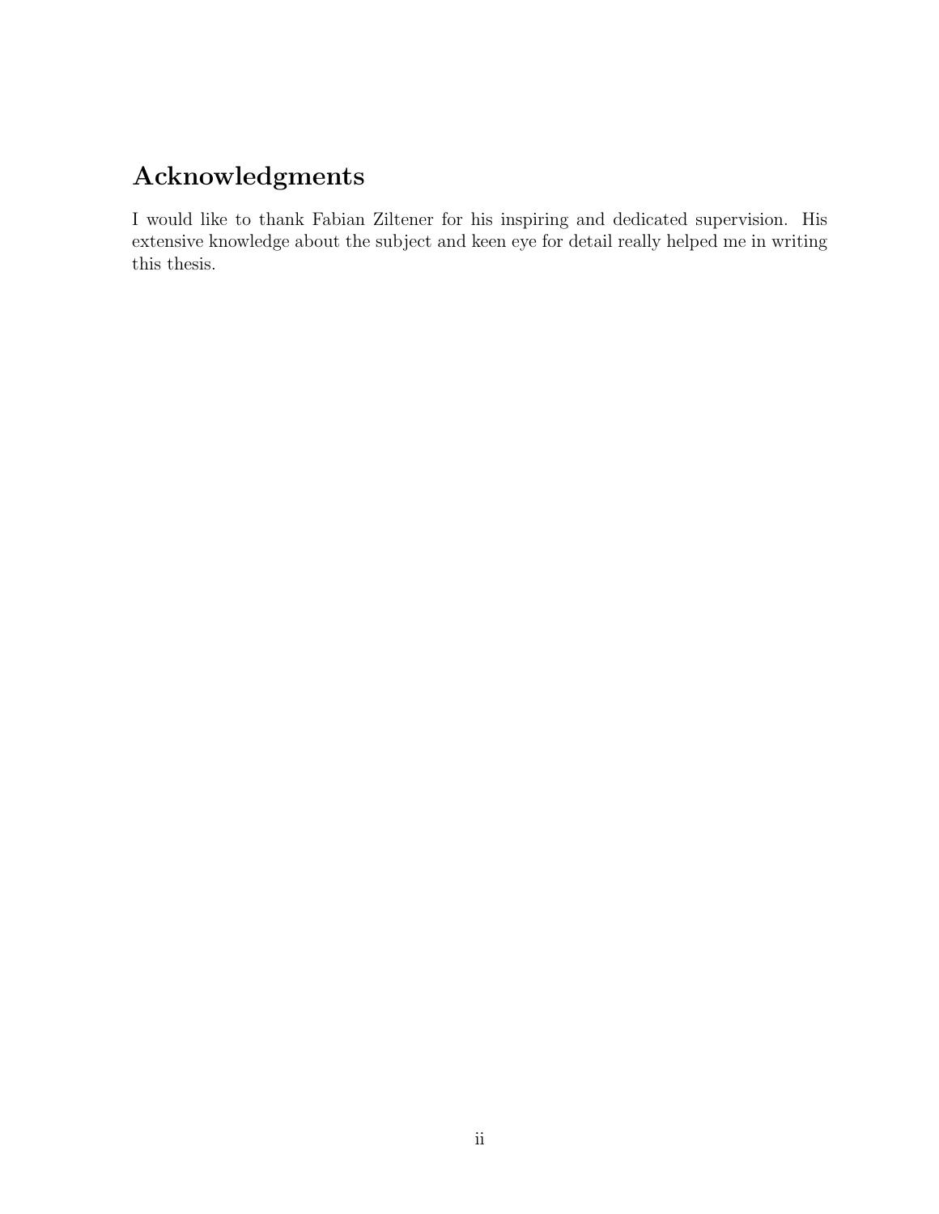# Acknowledgments

I would like to thank Fabian Ziltener for his inspiring and dedicated supervision. His extensive knowledge about the subject and keen eye for detail really helped me in writing this thesis.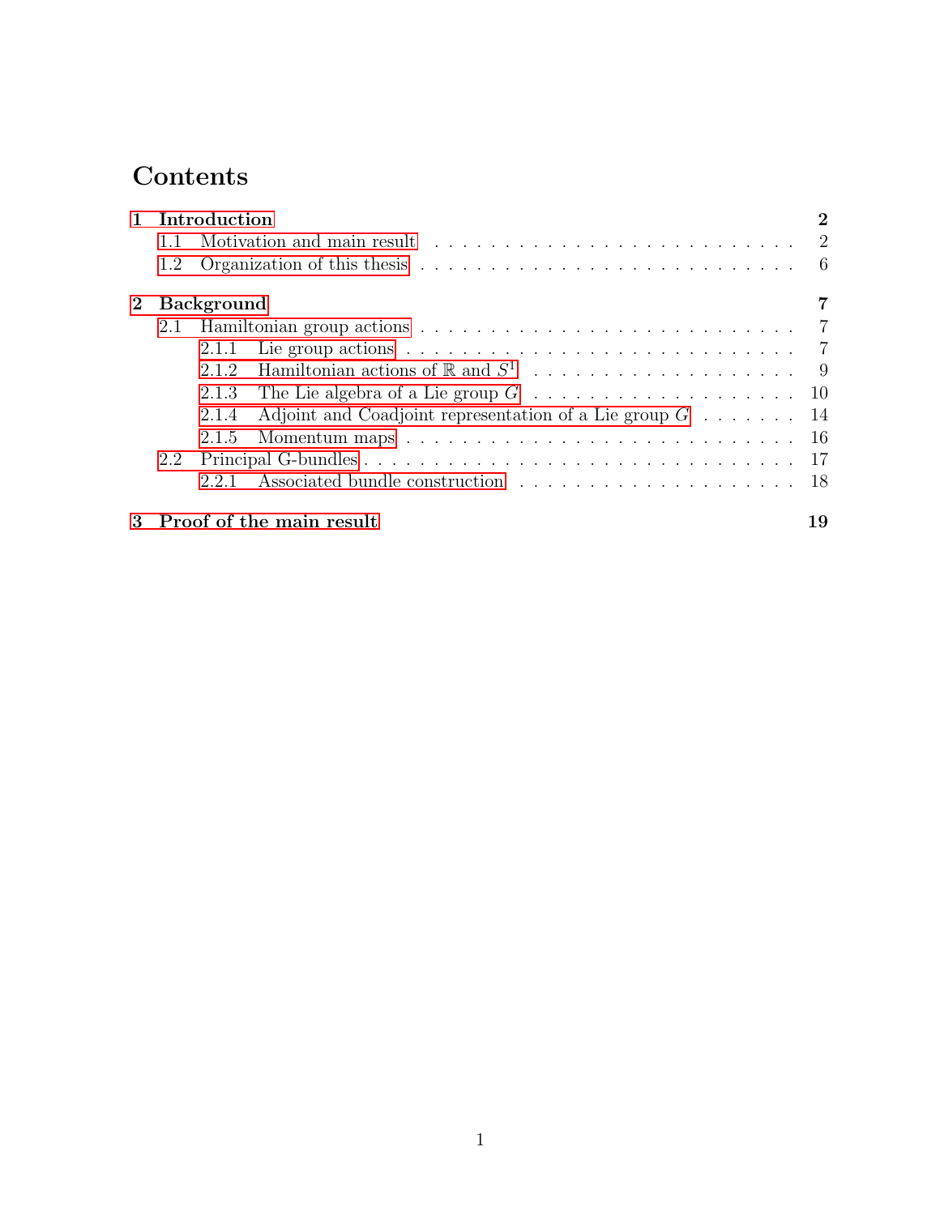# Contents

**1 Introduction** **2**
- 1.1 Motivation and main result . . . . . . . . . . . . . . . . . . . . . . . . . . 2
- 1.2 Organization of this thesis . . . . . . . . . . . . . . . . . . . . . . . . . . 6

**2 Background** **7**
- 2.1 Hamiltonian group actions . . . . . . . . . . . . . . . . . . . . . . . . . . 7
  - 2.1.1 Lie group actions . . . . . . . . . . . . . . . . . . . . . . . . . . 7
  - 2.1.2 Hamiltonian actions of $\mathbb{R}$ and $S^1$ . . . . . . . . . . . . . . . . . . . . 9
  - 2.1.3 The Lie algebra of a Lie group $G$ . . . . . . . . . . . . . . . . . . . 10
  - 2.1.4 Adjoint and Coadjoint representation of a Lie group $G$ . . . . . . . . 14
  - 2.1.5 Momentum maps . . . . . . . . . . . . . . . . . . . . . . . . . . 16
- 2.2 Principal G-bundles . . . . . . . . . . . . . . . . . . . . . . . . . . . . 17
  - 2.2.1 Associated bundle construction . . . . . . . . . . . . . . . . . . . . 18

**3 Proof of the main result** **19**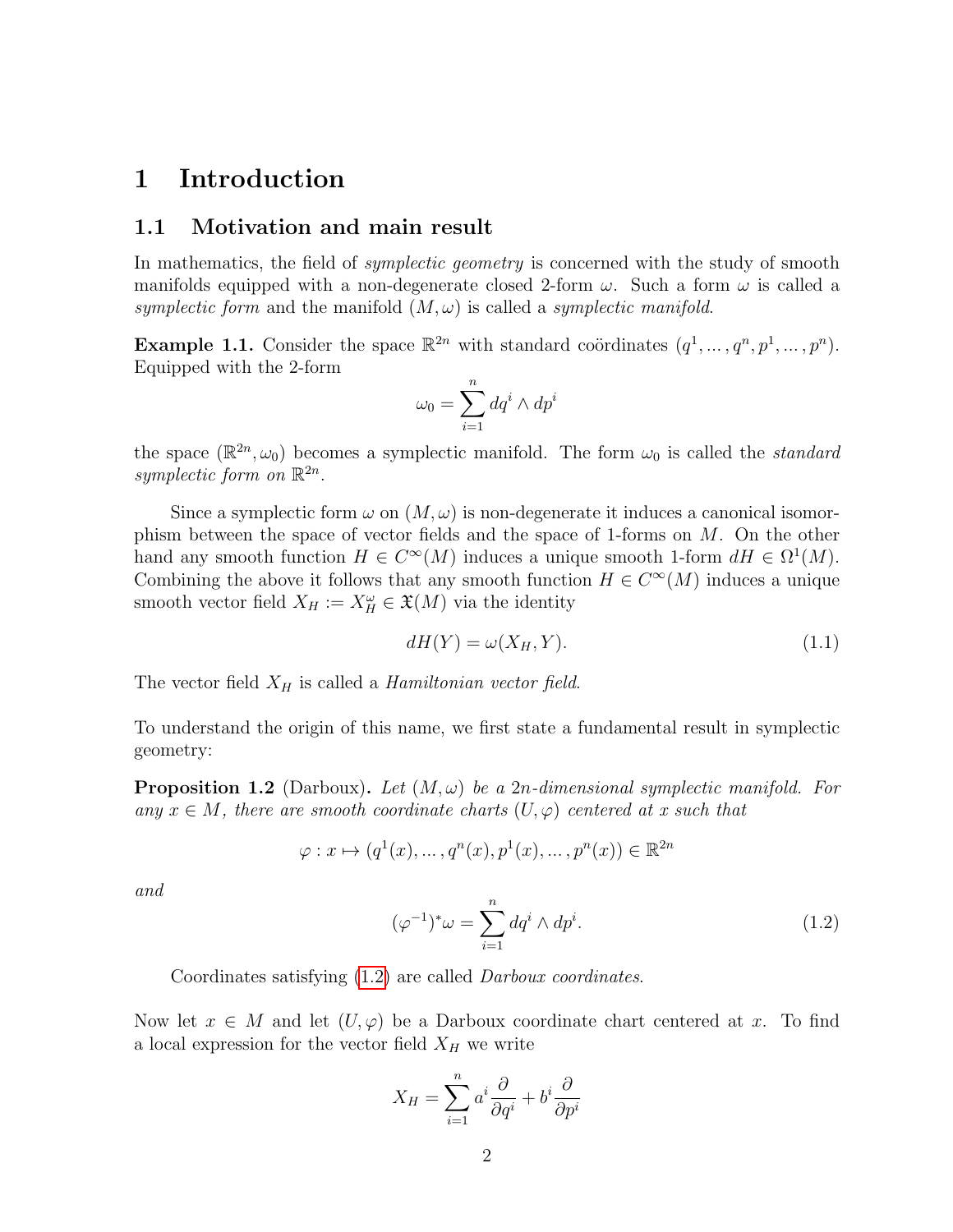# 1 Introduction

## 1.1 Motivation and main result

In mathematics, the field of *symplectic geometry* is concerned with the study of smooth manifolds equipped with a non-degenerate closed 2-form $\omega$. Such a form $\omega$ is called a *symplectic form* and the manifold $(M, \omega)$ is called a *symplectic manifold*.

**Example 1.1.** Consider the space $\mathbb{R}^{2n}$ with standard coördinates $(q^1, \dots, q^n, p^1, \dots, p^n)$. Equipped with the 2-form

$$\omega_0 = \sum_{i=1}^{n} dq^i \wedge dp^i$$

the space $(\mathbb{R}^{2n}, \omega_0)$ becomes a symplectic manifold. The form $\omega_0$ is called the *standard symplectic form on* $\mathbb{R}^{2n}$.

Since a symplectic form $\omega$ on $(M, \omega)$ is non-degenerate it induces a canonical isomorphism between the space of vector fields and the space of 1-forms on $M$. On the other hand any smooth function $H \in C^\infty(M)$ induces a unique smooth 1-form $dH \in \Omega^1(M)$. Combining the above it follows that any smooth function $H \in C^\infty(M)$ induces a unique smooth vector field $X_H := X_H^\omega \in \mathfrak{X}(M)$ via the identity

$$dH(Y) = \omega(X_H, Y). \tag{1.1}$$

The vector field $X_H$ is called a *Hamiltonian vector field*.

To understand the origin of this name, we first state a fundamental result in symplectic geometry:

**Proposition 1.2** (Darboux). *Let $(M, \omega)$ be a $2n$-dimensional symplectic manifold. For any $x \in M$, there are smooth coordinate charts $(U, \varphi)$ centered at $x$ such that*

$$\varphi : x \mapsto (q^1(x), \dots, q^n(x), p^1(x), \dots, p^n(x)) \in \mathbb{R}^{2n}$$

*and*

$$(\varphi^{-1})^*\omega = \sum_{i=1}^{n} dq^i \wedge dp^i. \tag{1.2}$$

Coordinates satisfying (1.2) are called *Darboux coordinates*.

Now let $x \in M$ and let $(U, \varphi)$ be a Darboux coordinate chart centered at $x$. To find a local expression for the vector field $X_H$ we write

$$X_H = \sum_{i=1}^{n} a^i \frac{\partial}{\partial q^i} + b^i \frac{\partial}{\partial p^i}$$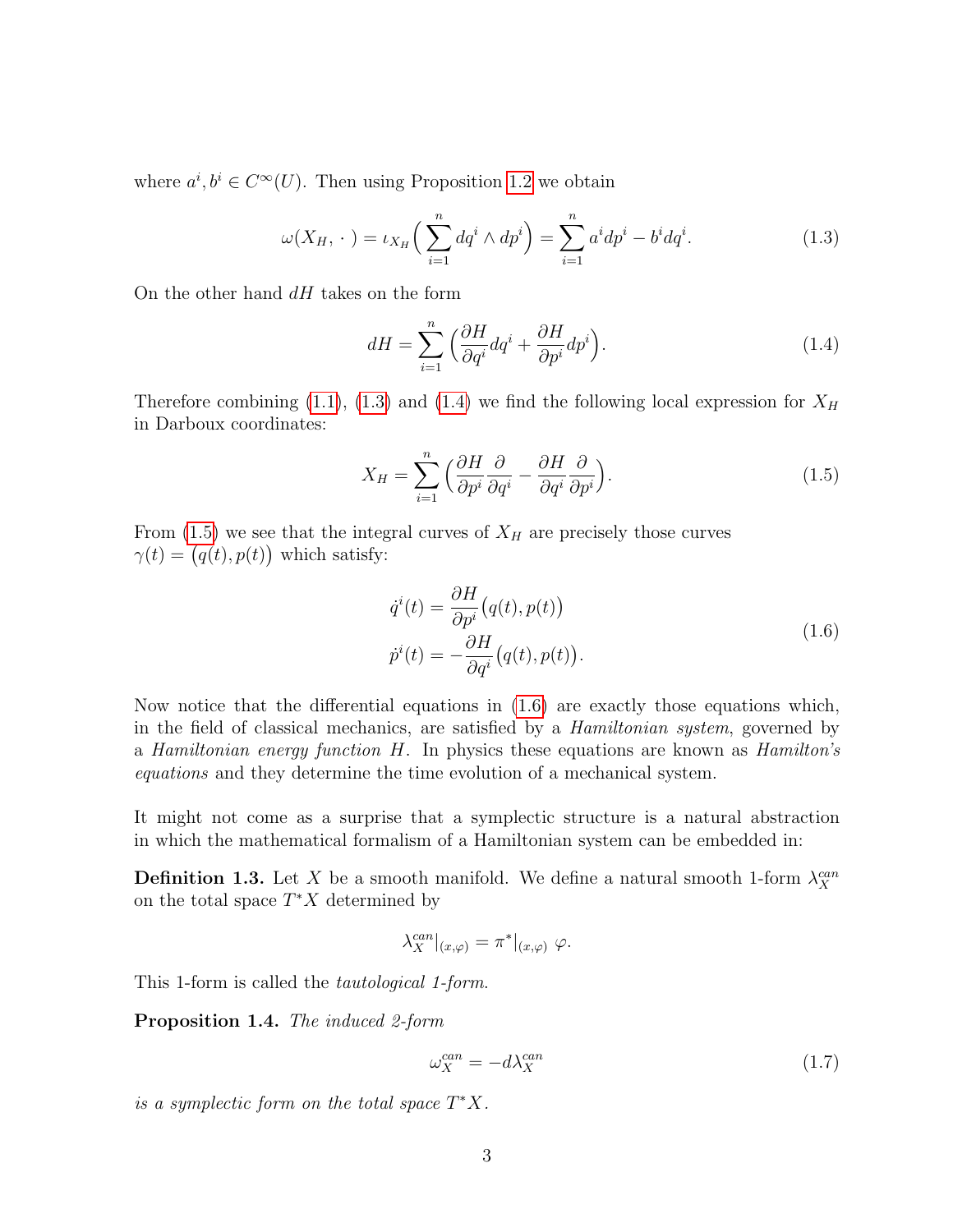where $a^i, b^i \in C^\infty(U)$. Then using Proposition 1.2 we obtain

$$\omega(X_H, \cdot\,) = \iota_{X_H}\Big(\sum_{i=1}^n dq^i \wedge dp^i\Big) = \sum_{i=1}^n a^i dp^i - b^i dq^i. \tag{1.3}$$

On the other hand $dH$ takes on the form

$$dH = \sum_{i=1}^n \Big(\frac{\partial H}{\partial q^i} dq^i + \frac{\partial H}{\partial p^i} dp^i\Big). \tag{1.4}$$

Therefore combining (1.1), (1.3) and (1.4) we find the following local expression for $X_H$ in Darboux coordinates:

$$X_H = \sum_{i=1}^n \Big(\frac{\partial H}{\partial p^i}\frac{\partial}{\partial q^i} - \frac{\partial H}{\partial q^i}\frac{\partial}{\partial p^i}\Big). \tag{1.5}$$

From (1.5) we see that the integral curves of $X_H$ are precisely those curves $\gamma(t) = \big(q(t), p(t)\big)$ which satisfy:

$$\begin{aligned} \dot{q}^i(t) &= \frac{\partial H}{\partial p^i}\big(q(t), p(t)\big) \\ \dot{p}^i(t) &= -\frac{\partial H}{\partial q^i}\big(q(t), p(t)\big). \end{aligned} \tag{1.6}$$

Now notice that the differential equations in (1.6) are exactly those equations which, in the field of classical mechanics, are satisfied by a *Hamiltonian system*, governed by a *Hamiltonian energy function* $H$. In physics these equations are known as *Hamilton's equations* and they determine the time evolution of a mechanical system.

It might not come as a surprise that a symplectic structure is a natural abstraction in which the mathematical formalism of a Hamiltonian system can be embedded in:

**Definition 1.3.** Let $X$ be a smooth manifold. We define a natural smooth 1-form $\lambda_X^{can}$ on the total space $T^*X$ determined by

$$\lambda_X^{can}|_{(x,\varphi)} = \pi^*|_{(x,\varphi)}\ \varphi.$$

This 1-form is called the *tautological 1-form.*

**Proposition 1.4.** *The induced 2-form*

$$\omega_X^{can} = -d\lambda_X^{can} \tag{1.7}$$

*is a symplectic form on the total space $T^*X$.*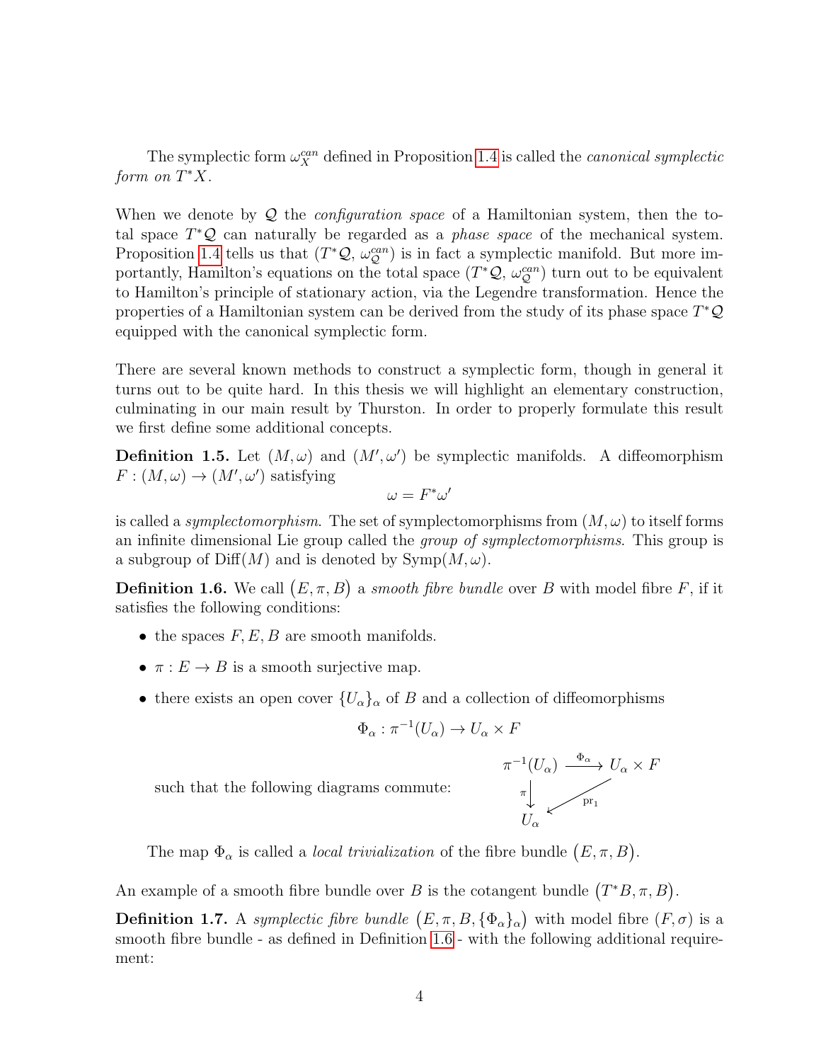The symplectic form $\omega_X^{can}$ defined in Proposition 1.4 is called the *canonical symplectic form on* $T^*X$.

When we denote by $\mathcal{Q}$ the *configuration space* of a Hamiltonian system, then the total space $T^*\mathcal{Q}$ can naturally be regarded as a *phase space* of the mechanical system. Proposition 1.4 tells us that $(T^*\mathcal{Q},\, \omega_{\mathcal{Q}}^{can})$ is in fact a symplectic manifold. But more importantly, Hamilton's equations on the total space $(T^*\mathcal{Q},\, \omega_{\mathcal{Q}}^{can})$ turn out to be equivalent to Hamilton's principle of stationary action, via the Legendre transformation. Hence the properties of a Hamiltonian system can be derived from the study of its phase space $T^*\mathcal{Q}$ equipped with the canonical symplectic form.

There are several known methods to construct a symplectic form, though in general it turns out to be quite hard. In this thesis we will highlight an elementary construction, culminating in our main result by Thurston. In order to properly formulate this result we first define some additional concepts.

**Definition 1.5.** Let $(M, \omega)$ and $(M', \omega')$ be symplectic manifolds. A diffeomorphism $F : (M, \omega) \to (M', \omega')$ satisfying

$$\omega = F^*\omega'$$

is called a *symplectomorphism*. The set of symplectomorphisms from $(M, \omega)$ to itself forms an infinite dimensional Lie group called the *group of symplectomorphisms*. This group is a subgroup of $\mathrm{Diff}(M)$ and is denoted by $\mathrm{Symp}(M, \omega)$.

**Definition 1.6.** We call $\big(E, \pi, B\big)$ a *smooth fibre bundle* over $B$ with model fibre $F$, if it satisfies the following conditions:

- the spaces $F, E, B$ are smooth manifolds.
- $\pi : E \to B$ is a smooth surjective map.
- there exists an open cover $\{U_\alpha\}_\alpha$ of $B$ and a collection of diffeomorphisms

$$\Phi_\alpha : \pi^{-1}(U_\alpha) \to U_\alpha \times F$$

such that the following diagrams commute:

$$\begin{array}{ccc} \pi^{-1}(U_\alpha) & \xrightarrow{\Phi_\alpha} & U_\alpha \times F \\ {\scriptstyle \pi}\downarrow & \swarrow{\scriptstyle \mathrm{pr}_1} & \\ U_\alpha & & \end{array}$$

The map $\Phi_\alpha$ is called a *local trivialization* of the fibre bundle $\big(E, \pi, B\big)$.

An example of a smooth fibre bundle over $B$ is the cotangent bundle $\big(T^*B, \pi, B\big)$.

**Definition 1.7.** A *symplectic fibre bundle* $\big(E, \pi, B, \{\Phi_\alpha\}_\alpha\big)$ with model fibre $(F, \sigma)$ is a smooth fibre bundle - as defined in Definition 1.6 - with the following additional requirement: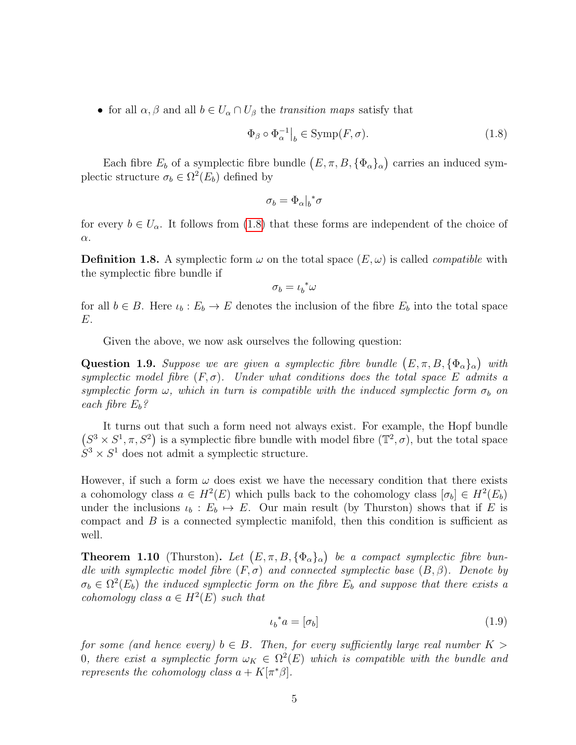- for all $\alpha, \beta$ and all $b \in U_\alpha \cap U_\beta$ the *transition maps* satisfy that

$$\Phi_\beta \circ \Phi_\alpha^{-1}\big|_b \in \mathrm{Symp}(F, \sigma). \tag{1.8}$$

Each fibre $E_b$ of a symplectic fibre bundle $\left(E, \pi, B, \{\Phi_\alpha\}_\alpha\right)$ carries an induced symplectic structure $\sigma_b \in \Omega^2(E_b)$ defined by

$$\sigma_b = \Phi_\alpha\big|_b{}^*\sigma$$

for every $b \in U_\alpha$. It follows from (1.8) that these forms are independent of the choice of $\alpha$.

**Definition 1.8.** A symplectic form $\omega$ on the total space $(E, \omega)$ is called *compatible* with the symplectic fibre bundle if

$$\sigma_b = {\iota_b}^*\omega$$

for all $b \in B$. Here $\iota_b : E_b \to E$ denotes the inclusion of the fibre $E_b$ into the total space $E$.

Given the above, we now ask ourselves the following question:

**Question 1.9.** *Suppose we are given a symplectic fibre bundle $\left(E, \pi, B, \{\Phi_\alpha\}_\alpha\right)$ with symplectic model fibre $(F, \sigma)$. Under what conditions does the total space $E$ admits a symplectic form $\omega$, which in turn is compatible with the induced symplectic form $\sigma_b$ on each fibre $E_b$?*

It turns out that such a form need not always exist. For example, the Hopf bundle $\left(S^3 \times S^1, \pi, S^2\right)$ is a symplectic fibre bundle with model fibre $(\mathbb{T}^2, \sigma)$, but the total space $S^3 \times S^1$ does not admit a symplectic structure.

However, if such a form $\omega$ does exist we have the necessary condition that there exists a cohomology class $a \in H^2(E)$ which pulls back to the cohomology class $[\sigma_b] \in H^2(E_b)$ under the inclusions $\iota_b : E_b \mapsto E$. Our main result (by Thurston) shows that if $E$ is compact and $B$ is a connected symplectic manifold, then this condition is sufficient as well.

**Theorem 1.10** (Thurston)**.** *Let $\left(E, \pi, B, \{\Phi_\alpha\}_\alpha\right)$ be a compact symplectic fibre bundle with symplectic model fibre $(F, \sigma)$ and connected symplectic base $(B, \beta)$. Denote by $\sigma_b \in \Omega^2(E_b)$ the induced symplectic form on the fibre $E_b$ and suppose that there exists a cohomology class $a \in H^2(E)$ such that*

$${\iota_b}^* a = [\sigma_b] \tag{1.9}$$

*for some (and hence every) $b \in B$. Then, for every sufficiently large real number $K > 0$, there exist a symplectic form $\omega_K \in \Omega^2(E)$ which is compatible with the bundle and represents the cohomology class $a + K[\pi^*\beta]$.*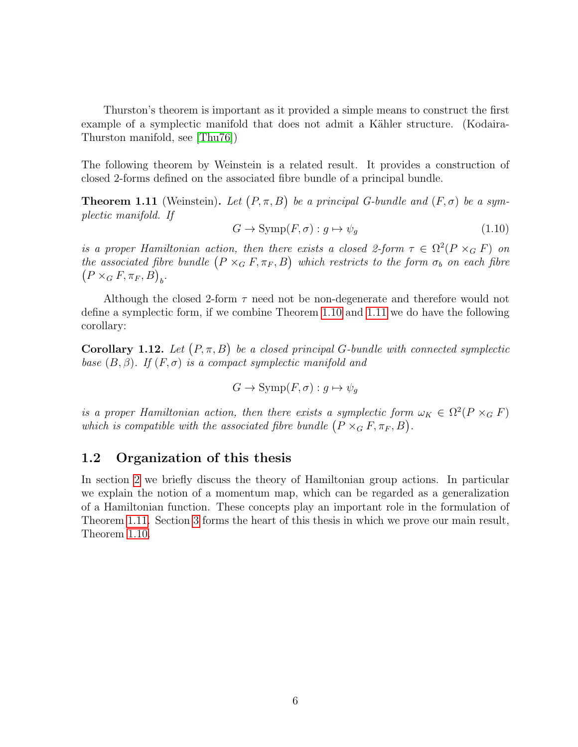Thurston's theorem is important as it provided a simple means to construct the first example of a symplectic manifold that does not admit a Kähler structure. (Kodaira-Thurston manifold, see [Thu76])

The following theorem by Weinstein is a related result. It provides a construction of closed 2-forms defined on the associated fibre bundle of a principal bundle.

**Theorem 1.11** (Weinstein)**.** *Let $(P, \pi, B)$ be a principal $G$-bundle and $(F, \sigma)$ be a symplectic manifold. If*

$$G \to \mathrm{Symp}(F, \sigma) : g \mapsto \psi_g \tag{1.10}$$

*is a proper Hamiltonian action, then there exists a closed 2-form $\tau \in \Omega^2(P \times_G F)$ on the associated fibre bundle $(P \times_G F, \pi_F, B)$ which restricts to the form $\sigma_b$ on each fibre $(P \times_G F, \pi_F, B)_b$.*

Although the closed 2-form $\tau$ need not be non-degenerate and therefore would not define a symplectic form, if we combine Theorem 1.10 and 1.11 we do have the following corollary:

**Corollary 1.12.** *Let $(P, \pi, B)$ be a closed principal $G$-bundle with connected symplectic base $(B, \beta)$. If $(F, \sigma)$ is a compact symplectic manifold and*

$$G \to \mathrm{Symp}(F, \sigma) : g \mapsto \psi_g$$

*is a proper Hamiltonian action, then there exists a symplectic form $\omega_K \in \Omega^2(P \times_G F)$ which is compatible with the associated fibre bundle $(P \times_G F, \pi_F, B)$.*

## 1.2 Organization of this thesis

In section 2 we briefly discuss the theory of Hamiltonian group actions. In particular we explain the notion of a momentum map, which can be regarded as a generalization of a Hamiltonian function. These concepts play an important role in the formulation of Theorem 1.11. Section 3 forms the heart of this thesis in which we prove our main result, Theorem 1.10.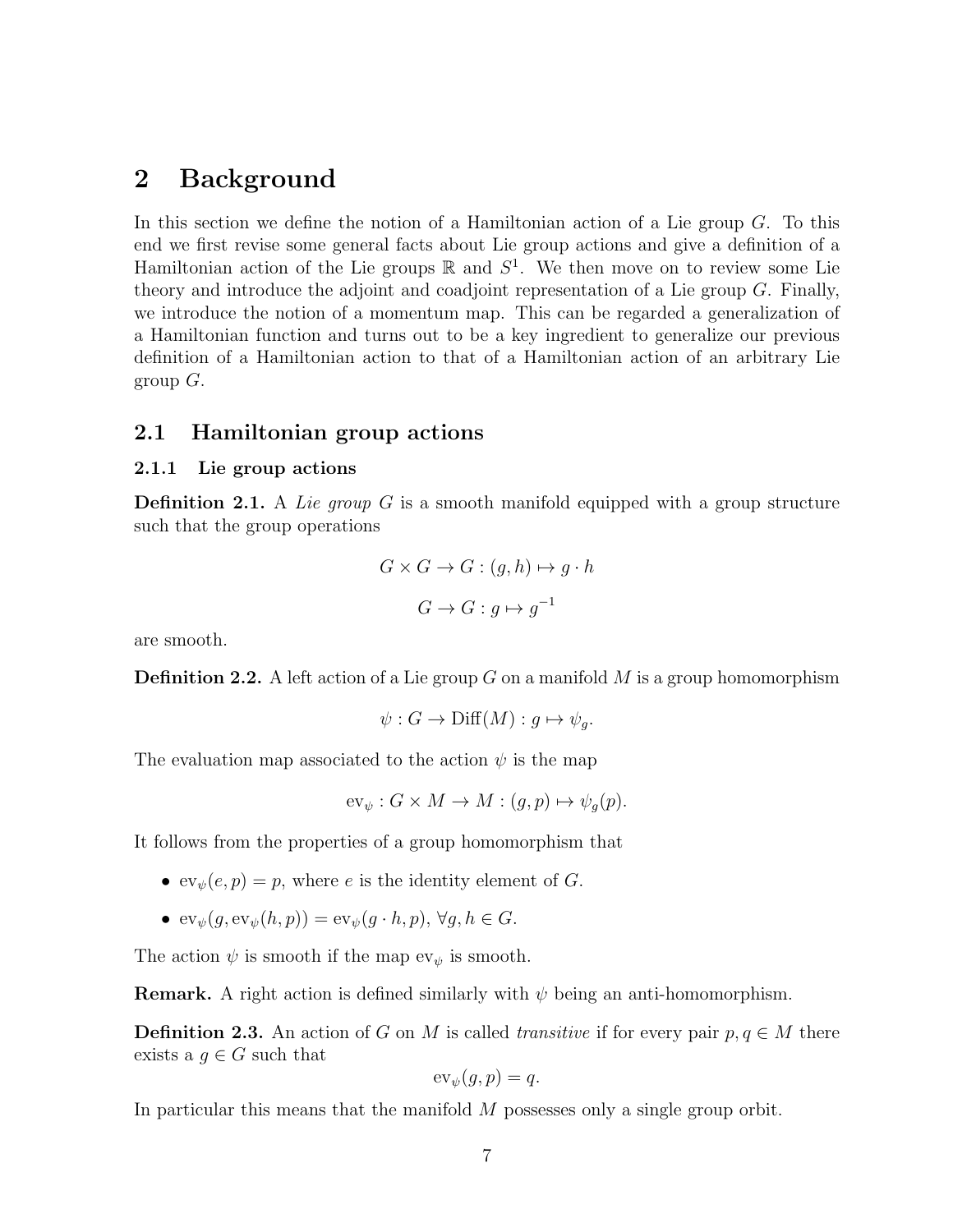# 2 Background

In this section we define the notion of a Hamiltonian action of a Lie group $G$. To this end we first revise some general facts about Lie group actions and give a definition of a Hamiltonian action of the Lie groups $\mathbb{R}$ and $S^1$. We then move on to review some Lie theory and introduce the adjoint and coadjoint representation of a Lie group $G$. Finally, we introduce the notion of a momentum map. This can be regarded a generalization of a Hamiltonian function and turns out to be a key ingredient to generalize our previous definition of a Hamiltonian action to that of a Hamiltonian action of an arbitrary Lie group $G$.

## 2.1 Hamiltonian group actions

### 2.1.1 Lie group actions

**Definition 2.1.** A *Lie group* $G$ is a smooth manifold equipped with a group structure such that the group operations

$$G \times G \to G : (g, h) \mapsto g \cdot h$$

$$G \to G : g \mapsto g^{-1}$$

are smooth.

**Definition 2.2.** A left action of a Lie group $G$ on a manifold $M$ is a group homomorphism

$$\psi : G \to \mathrm{Diff}(M) : g \mapsto \psi_g.$$

The evaluation map associated to the action $\psi$ is the map

$$\mathrm{ev}_\psi : G \times M \to M : (g, p) \mapsto \psi_g(p).$$

It follows from the properties of a group homomorphism that

- $\mathrm{ev}_\psi(e, p) = p$, where $e$ is the identity element of $G$.
- $\mathrm{ev}_\psi(g, \mathrm{ev}_\psi(h, p)) = \mathrm{ev}_\psi(g \cdot h, p)$, $\forall g, h \in G$.

The action $\psi$ is smooth if the map $\mathrm{ev}_\psi$ is smooth.

**Remark.** A right action is defined similarly with $\psi$ being an anti-homomorphism.

**Definition 2.3.** An action of $G$ on $M$ is called *transitive* if for every pair $p, q \in M$ there exists a $g \in G$ such that

$$\mathrm{ev}_\psi(g, p) = q.$$

In particular this means that the manifold $M$ possesses only a single group orbit.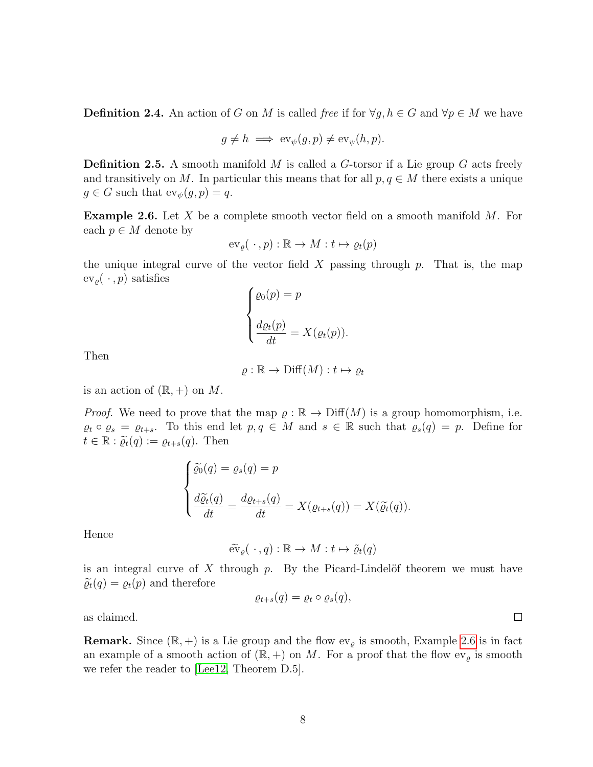**Definition 2.4.** An action of $G$ on $M$ is called *free* if for $\forall g, h \in G$ and $\forall p \in M$ we have

$$g \neq h \implies \mathrm{ev}_\psi(g, p) \neq \mathrm{ev}_\psi(h, p).$$

**Definition 2.5.** A smooth manifold $M$ is called a $G$-torsor if a Lie group $G$ acts freely and transitively on $M$. In particular this means that for all $p, q \in M$ there exists a unique $g \in G$ such that $\mathrm{ev}_\psi(g, p) = q$.

**Example 2.6.** Let $X$ be a complete smooth vector field on a smooth manifold $M$. For each $p \in M$ denote by

$$\mathrm{ev}_\varrho(\,\cdot\,, p) : \mathbb{R} \to M : t \mapsto \varrho_t(p)$$

the unique integral curve of the vector field $X$ passing through $p$. That is, the map $\mathrm{ev}_\varrho(\,\cdot\,, p)$ satisfies

$$\begin{cases} \varrho_0(p) = p \\[2ex] \dfrac{d\varrho_t(p)}{dt} = X(\varrho_t(p)). \end{cases}$$

Then

$$\varrho : \mathbb{R} \to \mathrm{Diff}(M) : t \mapsto \varrho_t$$

is an action of $(\mathbb{R}, +)$ on $M$.

*Proof.* We need to prove that the map $\varrho : \mathbb{R} \to \mathrm{Diff}(M)$ is a group homomorphism, i.e. $\varrho_t \circ \varrho_s = \varrho_{t+s}$. To this end let $p, q \in M$ and $s \in \mathbb{R}$ such that $\varrho_s(q) = p$. Define for $t \in \mathbb{R} : \widetilde{\varrho}_t(q) := \varrho_{t+s}(q)$. Then

$$\begin{cases} \widetilde{\varrho}_0(q) = \varrho_s(q) = p \\[2ex] \dfrac{d\widetilde{\varrho}_t(q)}{dt} = \dfrac{d\varrho_{t+s}(q)}{dt} = X(\varrho_{t+s}(q)) = X(\widetilde{\varrho}_t(q)). \end{cases}$$

Hence

$$\widetilde{\mathrm{ev}}_\varrho(\,\cdot\,, q) : \mathbb{R} \to M : t \mapsto \tilde{\varrho}_t(q)$$

is an integral curve of $X$ through $p$. By the Picard-Lindelöf theorem we must have $\widetilde{\varrho}_t(q) = \varrho_t(p)$ and therefore

$$\varrho_{t+s}(q) = \varrho_t \circ \varrho_s(q),$$

as claimed. $\square$

**Remark.** Since $(\mathbb{R}, +)$ is a Lie group and the flow $\mathrm{ev}_\varrho$ is smooth, Example 2.6 is in fact an example of a smooth action of $(\mathbb{R}, +)$ on $M$. For a proof that the flow $\mathrm{ev}_\varrho$ is smooth we refer the reader to [Lee12, Theorem D.5].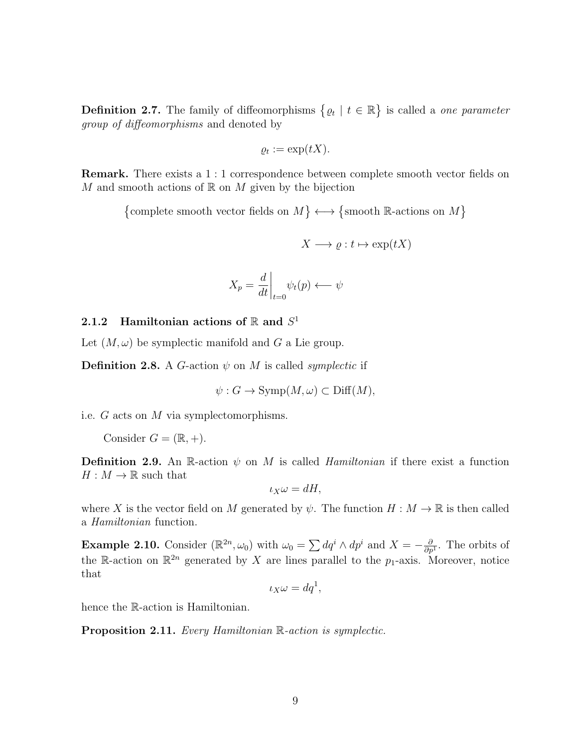**Definition 2.7.** The family of diffeomorphisms $\{\varrho_t \mid t \in \mathbb{R}\}$ is called a *one parameter group of diffeomorphisms* and denoted by

$$\varrho_t := \exp(tX).$$

**Remark.** There exists a $1:1$ correspondence between complete smooth vector fields on $M$ and smooth actions of $\mathbb{R}$ on $M$ given by the bijection

$$\{\text{complete smooth vector fields on } M\} \longleftrightarrow \{\text{smooth } \mathbb{R}\text{-actions on } M\}$$

$$X \longrightarrow \varrho : t \mapsto \exp(tX)$$

$$X_p = \frac{d}{dt}\bigg|_{t=0} \psi_t(p) \longleftarrow \psi$$

### 2.1.2 Hamiltonian actions of $\mathbb{R}$ and $S^1$

Let $(M, \omega)$ be symplectic manifold and $G$ a Lie group.

**Definition 2.8.** A $G$-action $\psi$ on $M$ is called *symplectic* if

$$\psi : G \to \mathrm{Symp}(M, \omega) \subset \mathrm{Diff}(M),$$

i.e. $G$ acts on $M$ via symplectomorphisms.

Consider $G = (\mathbb{R}, +)$.

**Definition 2.9.** An $\mathbb{R}$-action $\psi$ on $M$ is called *Hamiltonian* if there exist a function $H : M \to \mathbb{R}$ such that

$$\iota_X \omega = dH,$$

where $X$ is the vector field on $M$ generated by $\psi$. The function $H : M \to \mathbb{R}$ is then called a *Hamiltonian* function.

**Example 2.10.** Consider $(\mathbb{R}^{2n}, \omega_0)$ with $\omega_0 = \sum dq^i \wedge dp^i$ and $X = -\frac{\partial}{\partial p^1}$. The orbits of the $\mathbb{R}$-action on $\mathbb{R}^{2n}$ generated by $X$ are lines parallel to the $p_1$-axis. Moreover, notice that

$$\iota_X \omega = dq^1,$$

hence the $\mathbb{R}$-action is Hamiltonian.

**Proposition 2.11.** *Every Hamiltonian $\mathbb{R}$-action is symplectic.*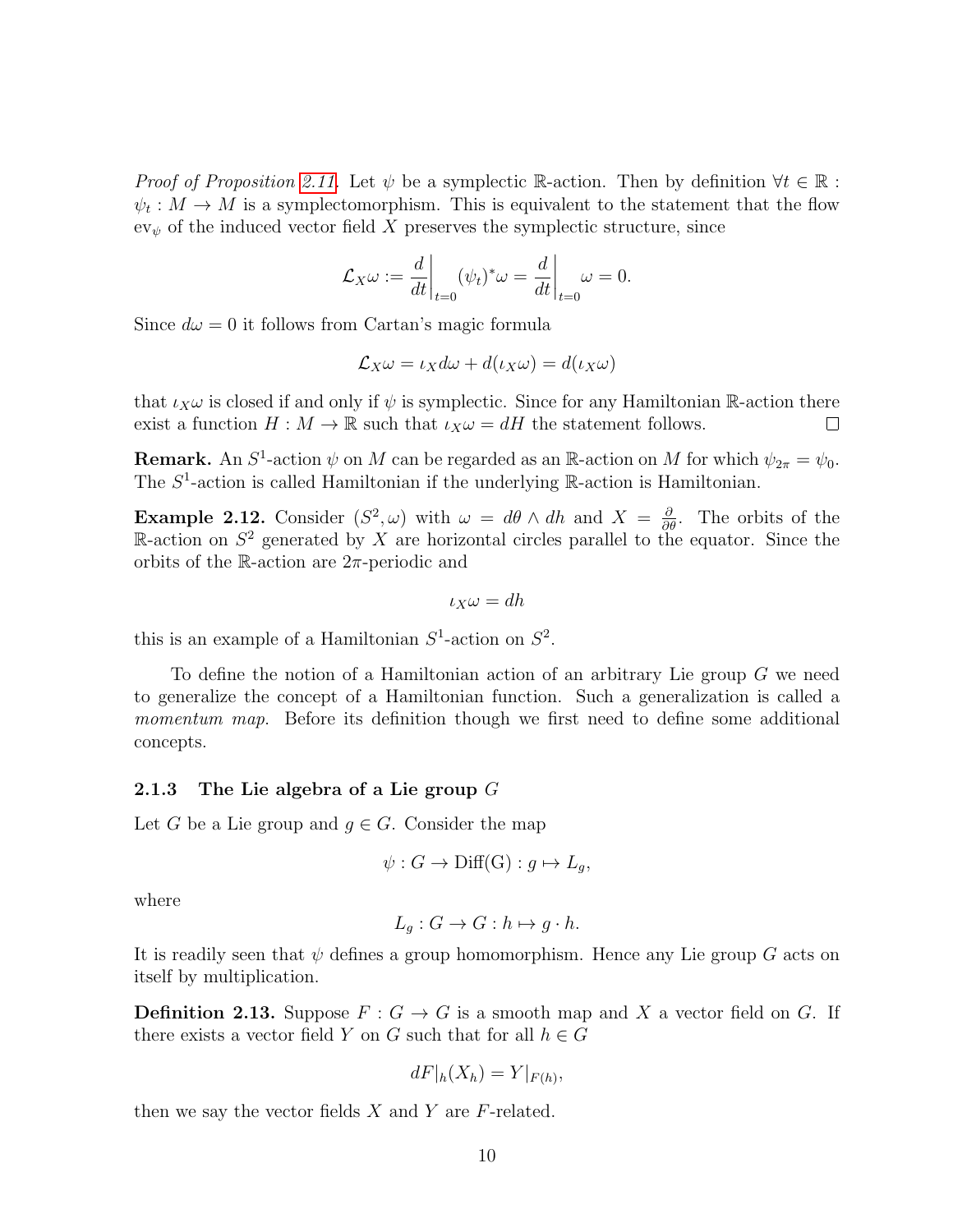*Proof of Proposition 2.11.* Let $\psi$ be a symplectic $\mathbb{R}$-action. Then by definition $\forall t \in \mathbb{R}$ : $\psi_t : M \to M$ is a symplectomorphism. This is equivalent to the statement that the flow $\mathrm{ev}_\psi$ of the induced vector field $X$ preserves the symplectic structure, since

$$\mathcal{L}_X \omega := \frac{d}{dt}\bigg|_{t=0} (\psi_t)^* \omega = \frac{d}{dt}\bigg|_{t=0} \omega = 0.$$

Since $d\omega = 0$ it follows from Cartan's magic formula

$$\mathcal{L}_X \omega = \iota_X d\omega + d(\iota_X \omega) = d(\iota_X \omega)$$

that $\iota_X \omega$ is closed if and only if $\psi$ is symplectic. Since for any Hamiltonian $\mathbb{R}$-action there exist a function $H : M \to \mathbb{R}$ such that $\iota_X \omega = dH$ the statement follows. $\square$

**Remark.** An $S^1$-action $\psi$ on $M$ can be regarded as an $\mathbb{R}$-action on $M$ for which $\psi_{2\pi} = \psi_0$. The $S^1$-action is called Hamiltonian if the underlying $\mathbb{R}$-action is Hamiltonian.

**Example 2.12.** Consider $(S^2, \omega)$ with $\omega = d\theta \wedge dh$ and $X = \frac{\partial}{\partial \theta}$. The orbits of the $\mathbb{R}$-action on $S^2$ generated by $X$ are horizontal circles parallel to the equator. Since the orbits of the $\mathbb{R}$-action are $2\pi$-periodic and

$$\iota_X \omega = dh$$

this is an example of a Hamiltonian $S^1$-action on $S^2$.

To define the notion of a Hamiltonian action of an arbitrary Lie group $G$ we need to generalize the concept of a Hamiltonian function. Such a generalization is called a *momentum map*. Before its definition though we first need to define some additional concepts.

### 2.1.3 The Lie algebra of a Lie group $G$

Let $G$ be a Lie group and $g \in G$. Consider the map

$$\psi : G \to \mathrm{Diff(G)} : g \mapsto L_g,$$

where

$$L_g : G \to G : h \mapsto g \cdot h.$$

It is readily seen that $\psi$ defines a group homomorphism. Hence any Lie group $G$ acts on itself by multiplication.

**Definition 2.13.** Suppose $F : G \to G$ is a smooth map and $X$ a vector field on $G$. If there exists a vector field $Y$ on $G$ such that for all $h \in G$

$$dF|_h(X_h) = Y|_{F(h)},$$

then we say the vector fields $X$ and $Y$ are $F$-related.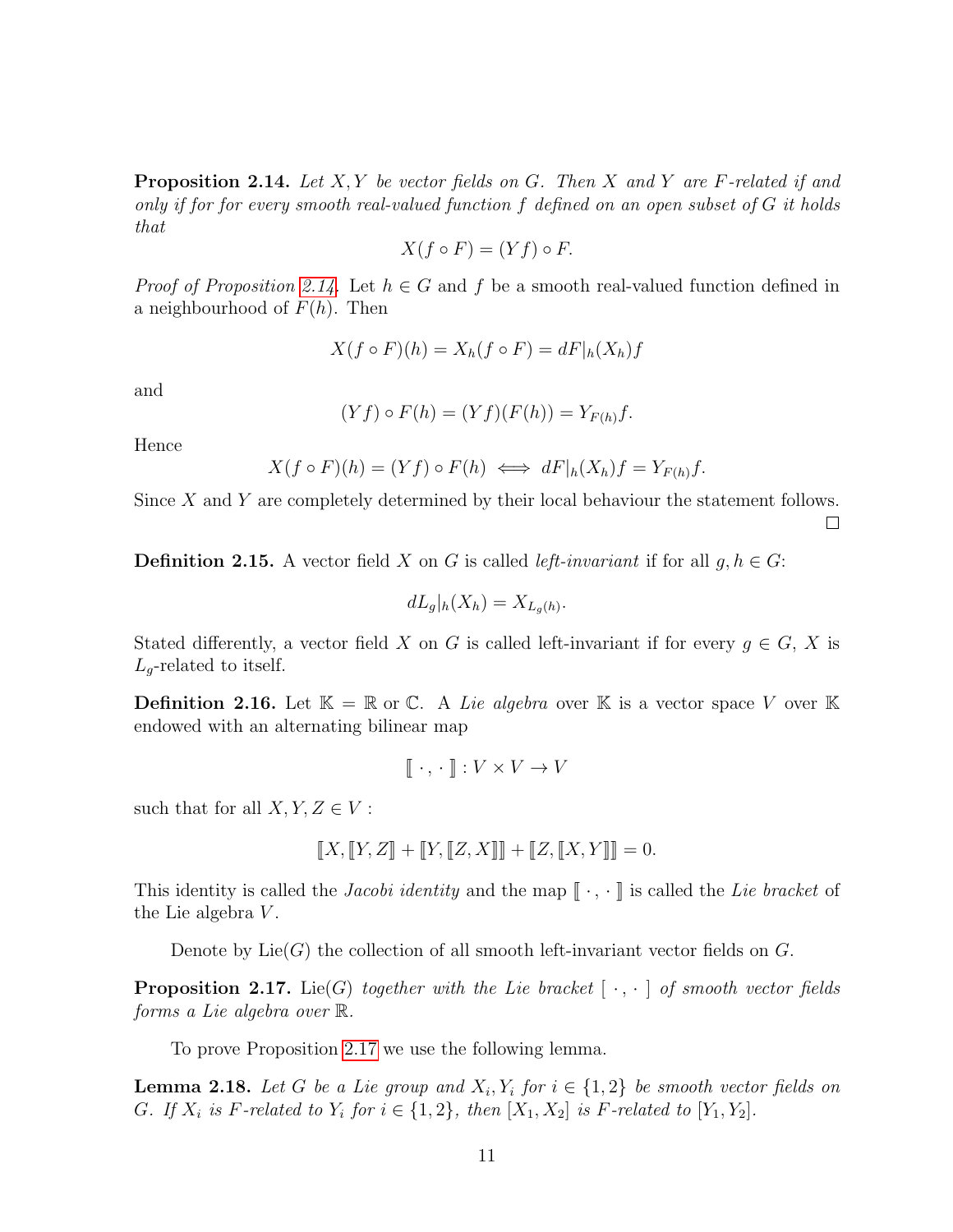**Proposition 2.14.** *Let $X, Y$ be vector fields on $G$. Then $X$ and $Y$ are $F$-related if and only if for for every smooth real-valued function $f$ defined on an open subset of $G$ it holds that*

$$X(f \circ F) = (Yf) \circ F.$$

*Proof of Proposition 2.14.* Let $h \in G$ and $f$ be a smooth real-valued function defined in a neighbourhood of $F(h)$. Then

$$X(f \circ F)(h) = X_h(f \circ F) = dF|_h(X_h)f$$

and

$$(Yf) \circ F(h) = (Yf)(F(h)) = Y_{F(h)}f.$$

Hence

$$X(f \circ F)(h) = (Yf) \circ F(h) \iff dF|_h(X_h)f = Y_{F(h)}f.$$

Since $X$ and $Y$ are completely determined by their local behaviour the statement follows. $\square$

**Definition 2.15.** A vector field $X$ on $G$ is called *left-invariant* if for all $g, h \in G$:

$$dL_g|_h(X_h) = X_{L_g(h)}.$$

Stated differently, a vector field $X$ on $G$ is called left-invariant if for every $g \in G$, $X$ is $L_g$-related to itself.

**Definition 2.16.** Let $\mathbb{K} = \mathbb{R}$ or $\mathbb{C}$. A *Lie algebra* over $\mathbb{K}$ is a vector space $V$ over $\mathbb{K}$ endowed with an alternating bilinear map

$$[\![ \cdot, \cdot ]\!] : V \times V \to V$$

such that for all $X, Y, Z \in V$ :

$$[\![X, [\![Y, Z]\!]]\!] + [\![Y, [\![Z, X]\!]]\!] + [\![Z, [\![X, Y]\!]]\!] = 0.$$

This identity is called the *Jacobi identity* and the map $[\![ \cdot, \cdot ]\!]$ is called the *Lie bracket* of the Lie algebra $V$.

Denote by $\mathrm{Lie}(G)$ the collection of all smooth left-invariant vector fields on $G$.

**Proposition 2.17.** *$\mathrm{Lie}(G)$ together with the Lie bracket $[\cdot, \cdot]$ of smooth vector fields forms a Lie algebra over $\mathbb{R}$.*

To prove Proposition 2.17 we use the following lemma.

**Lemma 2.18.** *Let $G$ be a Lie group and $X_i, Y_i$ for $i \in \{1, 2\}$ be smooth vector fields on $G$. If $X_i$ is $F$-related to $Y_i$ for $i \in \{1, 2\}$, then $[X_1, X_2]$ is $F$-related to $[Y_1, Y_2]$.*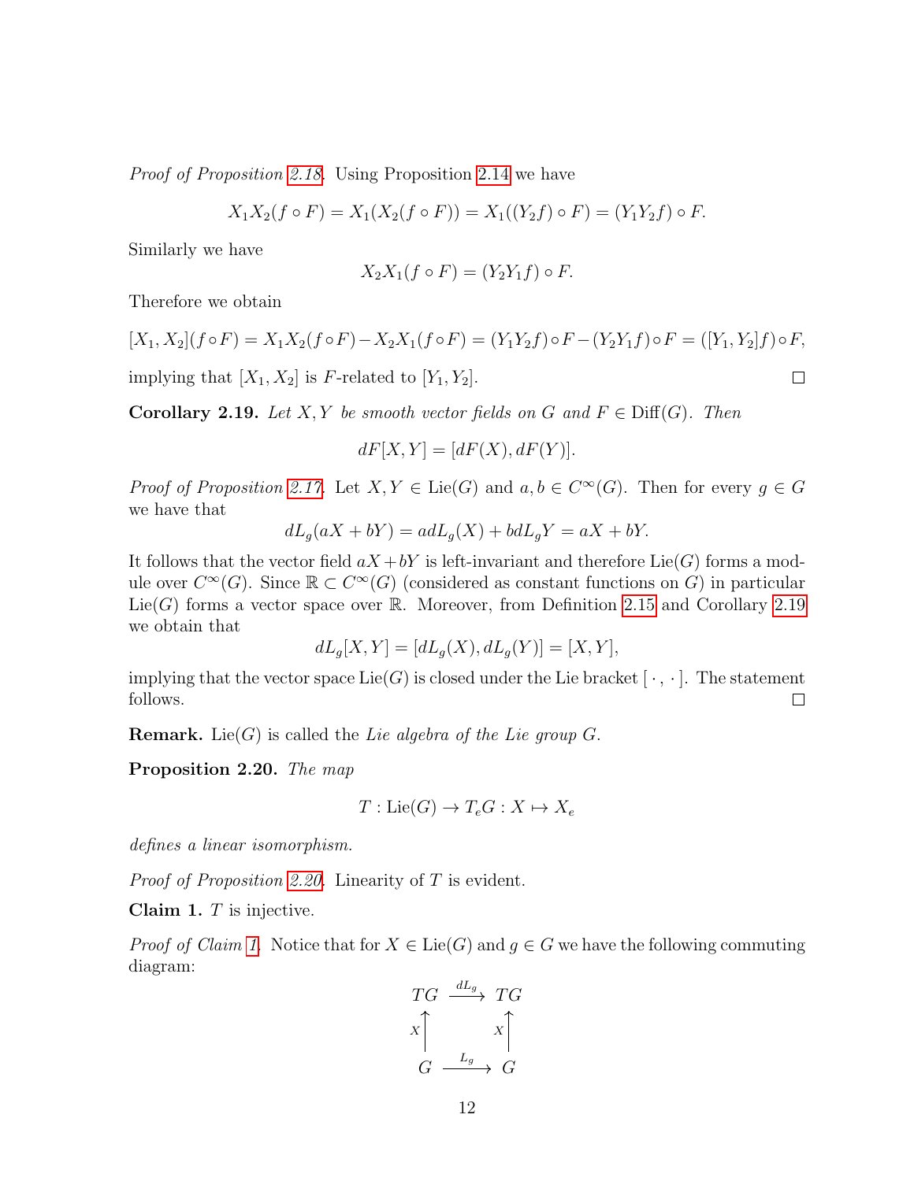*Proof of Proposition 2.18.* Using Proposition 2.14 we have

$$X_1 X_2(f \circ F) = X_1(X_2(f \circ F)) = X_1((Y_2 f) \circ F) = (Y_1 Y_2 f) \circ F.$$

Similarly we have

$$X_2 X_1(f \circ F) = (Y_2 Y_1 f) \circ F.$$

Therefore we obtain

$$[X_1, X_2](f \circ F) = X_1 X_2(f \circ F) - X_2 X_1(f \circ F) = (Y_1 Y_2 f) \circ F - (Y_2 Y_1 f) \circ F = ([Y_1, Y_2] f) \circ F,$$

implying that $[X_1, X_2]$ is $F$-related to $[Y_1, Y_2]$. $\square$

**Corollary 2.19.** *Let $X, Y$ be smooth vector fields on $G$ and $F \in \mathrm{Diff}(G)$. Then*

$$dF[X, Y] = [dF(X), dF(Y)].$$

*Proof of Proposition 2.17.* Let $X, Y \in \mathrm{Lie}(G)$ and $a, b \in C^\infty(G)$. Then for every $g \in G$ we have that

$$dL_g(aX + bY) = a dL_g(X) + b dL_g Y = aX + bY.$$

It follows that the vector field $aX + bY$ is left-invariant and therefore $\mathrm{Lie}(G)$ forms a module over $C^\infty(G)$. Since $\mathbb{R} \subset C^\infty(G)$ (considered as constant functions on $G$) in particular $\mathrm{Lie}(G)$ forms a vector space over $\mathbb{R}$. Moreover, from Definition 2.15 and Corollary 2.19 we obtain that

$$dL_g[X, Y] = [dL_g(X), dL_g(Y)] = [X, Y],$$

implying that the vector space $\mathrm{Lie}(G)$ is closed under the Lie bracket $[\,\cdot\,,\,\cdot\,]$. The statement follows. $\square$

**Remark.** $\mathrm{Lie}(G)$ is called the *Lie algebra of the Lie group $G$*.

**Proposition 2.20.** *The map*

$$T : \mathrm{Lie}(G) \to T_e G : X \mapsto X_e$$

*defines a linear isomorphism.*

*Proof of Proposition 2.20.* Linearity of $T$ is evident.

**Claim 1.** $T$ is injective.

*Proof of Claim 1.* Notice that for $X \in \mathrm{Lie}(G)$ and $g \in G$ we have the following commuting diagram:

$$\begin{array}{ccc} TG & \xrightarrow{dL_g} & TG \\ {\scriptstyle X}\uparrow & & \uparrow{\scriptstyle X} \\ G & \xrightarrow{L_g} & G \end{array}$$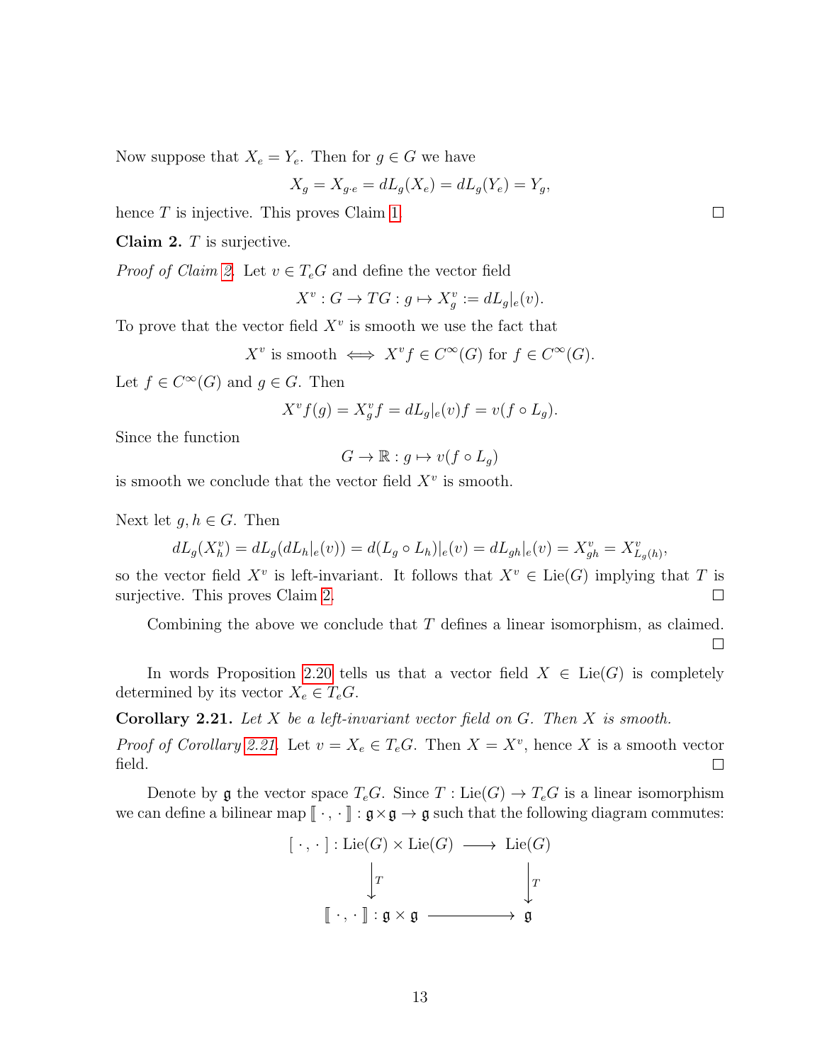Now suppose that $X_e = Y_e$. Then for $g \in G$ we have

$$X_g = X_{g \cdot e} = dL_g(X_e) = dL_g(Y_e) = Y_g,$$

hence $T$ is injective. This proves Claim 1. $\square$

**Claim 2.** $T$ is surjective.

*Proof of Claim 2.* Let $v \in T_eG$ and define the vector field

$$X^v : G \to TG : g \mapsto X^v_g := dL_g|_e(v).$$

To prove that the vector field $X^v$ is smooth we use the fact that

$$X^v \text{ is smooth } \iff X^v f \in C^\infty(G) \text{ for } f \in C^\infty(G).$$

Let $f \in C^\infty(G)$ and $g \in G$. Then

$$X^v f(g) = X^v_g f = dL_g|_e(v) f = v(f \circ L_g).$$

Since the function

$$G \to \mathbb{R} : g \mapsto v(f \circ L_g)$$

is smooth we conclude that the vector field $X^v$ is smooth.

Next let $g, h \in G$. Then

$$dL_g(X^v_h) = dL_g(dL_h|_e(v)) = d(L_g \circ L_h)|_e(v) = dL_{gh}|_e(v) = X^v_{gh} = X^v_{L_g(h)},$$

so the vector field $X^v$ is left-invariant. It follows that $X^v \in \mathrm{Lie}(G)$ implying that $T$ is surjective. This proves Claim 2. $\square$

Combining the above we conclude that $T$ defines a linear isomorphism, as claimed. $\square$

In words Proposition 2.20 tells us that a vector field $X \in \mathrm{Lie}(G)$ is completely determined by its vector $X_e \in T_eG$.

**Corollary 2.21.** *Let $X$ be a left-invariant vector field on $G$. Then $X$ is smooth.*

*Proof of Corollary 2.21.* Let $v = X_e \in T_eG$. Then $X = X^v$, hence $X$ is a smooth vector field. $\square$

Denote by $\mathfrak{g}$ the vector space $T_eG$. Since $T : \mathrm{Lie}(G) \to T_eG$ is a linear isomorphism we can define a bilinear map $[\![ \cdot , \cdot ]\!] : \mathfrak{g} \times \mathfrak{g} \to \mathfrak{g}$ such that the following diagram commutes:

$$\begin{array}{ccc} [\,\cdot\,,\,\cdot\,] : \mathrm{Lie}(G) \times \mathrm{Lie}(G) & \longrightarrow & \mathrm{Lie}(G) \\ \big\downarrow T & & \big\downarrow T \\ [\![\,\cdot\,,\,\cdot\,]\!] : \mathfrak{g} \times \mathfrak{g} & \longrightarrow & \mathfrak{g} \end{array}$$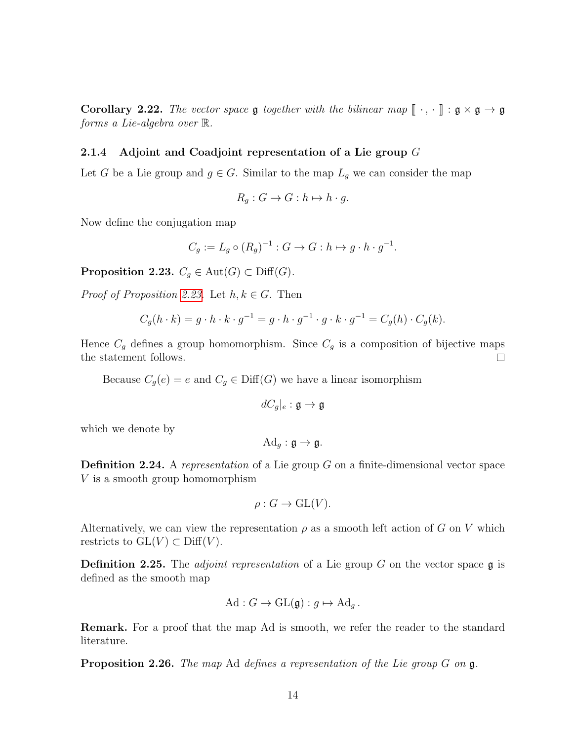**Corollary 2.22.** *The vector space $\mathfrak{g}$ together with the bilinear map $[\![\,\cdot\,,\,\cdot\,]\!] : \mathfrak{g} \times \mathfrak{g} \to \mathfrak{g}$ forms a Lie-algebra over $\mathbb{R}$.*

### 2.1.4 Adjoint and Coadjoint representation of a Lie group $G$

Let $G$ be a Lie group and $g \in G$. Similar to the map $L_g$ we can consider the map

$$R_g : G \to G : h \mapsto h \cdot g.$$

Now define the conjugation map

$$C_g := L_g \circ (R_g)^{-1} : G \to G : h \mapsto g \cdot h \cdot g^{-1}.$$

**Proposition 2.23.** $C_g \in \operatorname{Aut}(G) \subset \operatorname{Diff}(G)$.

*Proof of Proposition 2.23.* Let $h, k \in G$. Then

$$C_g(h \cdot k) = g \cdot h \cdot k \cdot g^{-1} = g \cdot h \cdot g^{-1} \cdot g \cdot k \cdot g^{-1} = C_g(h) \cdot C_g(k).$$

Hence $C_g$ defines a group homomorphism. Since $C_g$ is a composition of bijective maps the statement follows. $\square$

Because $C_g(e) = e$ and $C_g \in \operatorname{Diff}(G)$ we have a linear isomorphism

$$dC_g|_e : \mathfrak{g} \to \mathfrak{g}$$

which we denote by

$$\operatorname{Ad}_g : \mathfrak{g} \to \mathfrak{g}.$$

**Definition 2.24.** A *representation* of a Lie group $G$ on a finite-dimensional vector space $V$ is a smooth group homomorphism

$$\rho : G \to \operatorname{GL}(V).$$

Alternatively, we can view the representation $\rho$ as a smooth left action of $G$ on $V$ which restricts to $\operatorname{GL}(V) \subset \operatorname{Diff}(V)$.

**Definition 2.25.** The *adjoint representation* of a Lie group $G$ on the vector space $\mathfrak{g}$ is defined as the smooth map

$$\operatorname{Ad} : G \to \operatorname{GL}(\mathfrak{g}) : g \mapsto \operatorname{Ad}_g.$$

**Remark.** For a proof that the map Ad is smooth, we refer the reader to the standard literature.

**Proposition 2.26.** *The map* Ad *defines a representation of the Lie group $G$ on $\mathfrak{g}$.*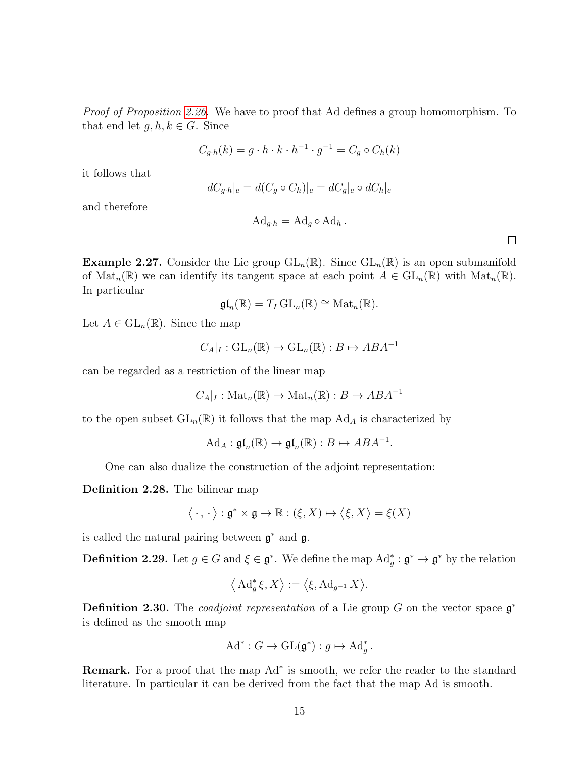*Proof of Proposition 2.26.* We have to proof that Ad defines a group homomorphism. To that end let $g, h, k \in G$. Since

$$C_{g\cdot h}(k) = g \cdot h \cdot k \cdot h^{-1} \cdot g^{-1} = C_g \circ C_h(k)$$

it follows that

$$dC_{g\cdot h}|_e = d(C_g \circ C_h)|_e = dC_g|_e \circ dC_h|_e$$

and therefore

$$\mathrm{Ad}_{g\cdot h} = \mathrm{Ad}_g \circ \mathrm{Ad}_h .$$

□

**Example 2.27.** Consider the Lie group $\mathrm{GL}_n(\mathbb{R})$. Since $\mathrm{GL}_n(\mathbb{R})$ is an open submanifold of $\mathrm{Mat}_n(\mathbb{R})$ we can identify its tangent space at each point $A \in \mathrm{GL}_n(\mathbb{R})$ with $\mathrm{Mat}_n(\mathbb{R})$. In particular

$$\mathfrak{gl}_n(\mathbb{R}) = T_I \,\mathrm{GL}_n(\mathbb{R}) \cong \mathrm{Mat}_n(\mathbb{R}).$$

Let $A \in \mathrm{GL}_n(\mathbb{R})$. Since the map

$$C_A|_I : \mathrm{GL}_n(\mathbb{R}) \to \mathrm{GL}_n(\mathbb{R}) : B \mapsto ABA^{-1}$$

can be regarded as a restriction of the linear map

$$C_A|_I : \mathrm{Mat}_n(\mathbb{R}) \to \mathrm{Mat}_n(\mathbb{R}) : B \mapsto ABA^{-1}$$

to the open subset $\mathrm{GL}_n(\mathbb{R})$ it follows that the map $\mathrm{Ad}_A$ is characterized by

$$\mathrm{Ad}_A : \mathfrak{gl}_n(\mathbb{R}) \to \mathfrak{gl}_n(\mathbb{R}) : B \mapsto ABA^{-1}.$$

One can also dualize the construction of the adjoint representation:

**Definition 2.28.** The bilinear map

$$\langle \,\cdot\,, \,\cdot\, \rangle : \mathfrak{g}^* \times \mathfrak{g} \to \mathbb{R} : (\xi, X) \mapsto \langle \xi, X \rangle = \xi(X)$$

is called the natural pairing between $\mathfrak{g}^*$ and $\mathfrak{g}$.

**Definition 2.29.** Let $g \in G$ and $\xi \in \mathfrak{g}^*$. We define the map $\mathrm{Ad}^*_g : \mathfrak{g}^* \to \mathfrak{g}^*$ by the relation

$$\langle \mathrm{Ad}^*_g \xi, X \rangle := \langle \xi, \mathrm{Ad}_{g^{-1}} X \rangle.$$

**Definition 2.30.** The *coadjoint representation* of a Lie group $G$ on the vector space $\mathfrak{g}^*$ is defined as the smooth map

$$\mathrm{Ad}^* : G \to \mathrm{GL}(\mathfrak{g}^*) : g \mapsto \mathrm{Ad}^*_g .$$

**Remark.** For a proof that the map $\mathrm{Ad}^*$ is smooth, we refer the reader to the standard literature. In particular it can be derived from the fact that the map Ad is smooth.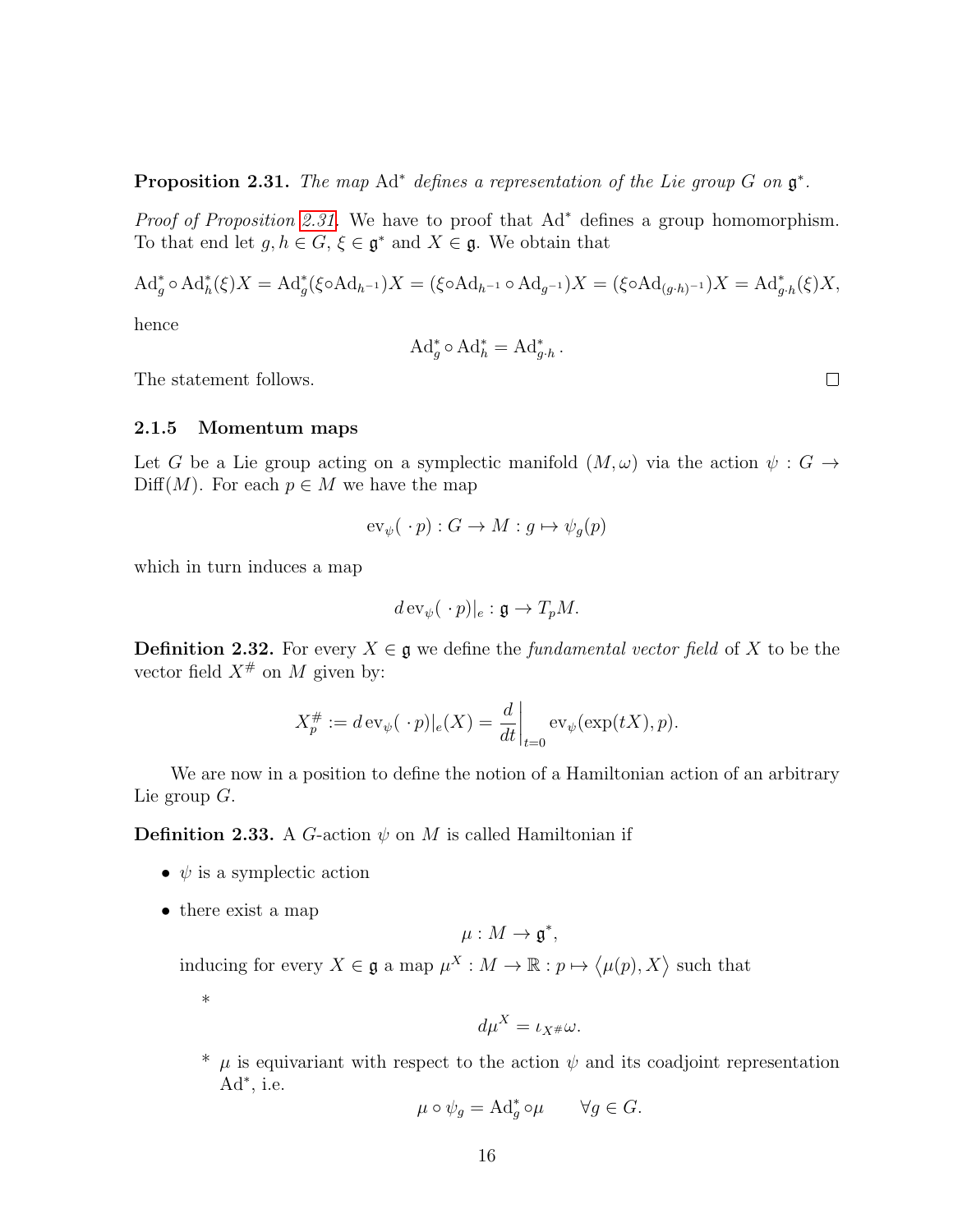**Proposition 2.31.** *The map* $\mathrm{Ad}^*$ *defines a representation of the Lie group* $G$ *on* $\mathfrak{g}^*$*.*

*Proof of Proposition 2.31.* We have to proof that $\mathrm{Ad}^*$ defines a group homomorphism. To that end let $g, h \in G$, $\xi \in \mathfrak{g}^*$ and $X \in \mathfrak{g}$. We obtain that

$$\mathrm{Ad}_g^* \circ \mathrm{Ad}_h^*(\xi)X = \mathrm{Ad}_g^*(\xi \circ \mathrm{Ad}_{h^{-1}})X = (\xi \circ \mathrm{Ad}_{h^{-1}} \circ \mathrm{Ad}_{g^{-1}})X = (\xi \circ \mathrm{Ad}_{(g \cdot h)^{-1}})X = \mathrm{Ad}_{g \cdot h}^*(\xi)X,$$

hence

$$\mathrm{Ad}_g^* \circ \mathrm{Ad}_h^* = \mathrm{Ad}_{g \cdot h}^*.$$

The statement follows. □

### 2.1.5 Momentum maps

Let $G$ be a Lie group acting on a symplectic manifold $(M, \omega)$ via the action $\psi : G \to \mathrm{Diff}(M)$. For each $p \in M$ we have the map

$$\mathrm{ev}_\psi(\,\cdot\, p) : G \to M : g \mapsto \psi_g(p)$$

which in turn induces a map

$$d\,\mathrm{ev}_\psi(\,\cdot\, p)|_e : \mathfrak{g} \to T_p M.$$

**Definition 2.32.** For every $X \in \mathfrak{g}$ we define the *fundamental vector field* of $X$ to be the vector field $X^\#$ on $M$ given by:

$$X_p^\# := d\,\mathrm{ev}_\psi(\,\cdot\, p)|_e(X) = \left.\frac{d}{dt}\right|_{t=0} \mathrm{ev}_\psi(\exp(tX), p).$$

We are now in a position to define the notion of a Hamiltonian action of an arbitrary Lie group $G$.

**Definition 2.33.** A $G$-action $\psi$ on $M$ is called Hamiltonian if

- $\psi$ is a symplectic action
- there exist a map
  $$\mu : M \to \mathfrak{g}^*,$$
  inducing for every $X \in \mathfrak{g}$ a map $\mu^X : M \to \mathbb{R} : p \mapsto \langle \mu(p), X \rangle$ such that
  * $$d\mu^X = \iota_{X^\#}\omega.$$
  * $\mu$ is equivariant with respect to the action $\psi$ and its coadjoint representation $\mathrm{Ad}^*$, i.e.
    $$\mu \circ \psi_g = \mathrm{Ad}_g^* \circ \mu \qquad \forall g \in G.$$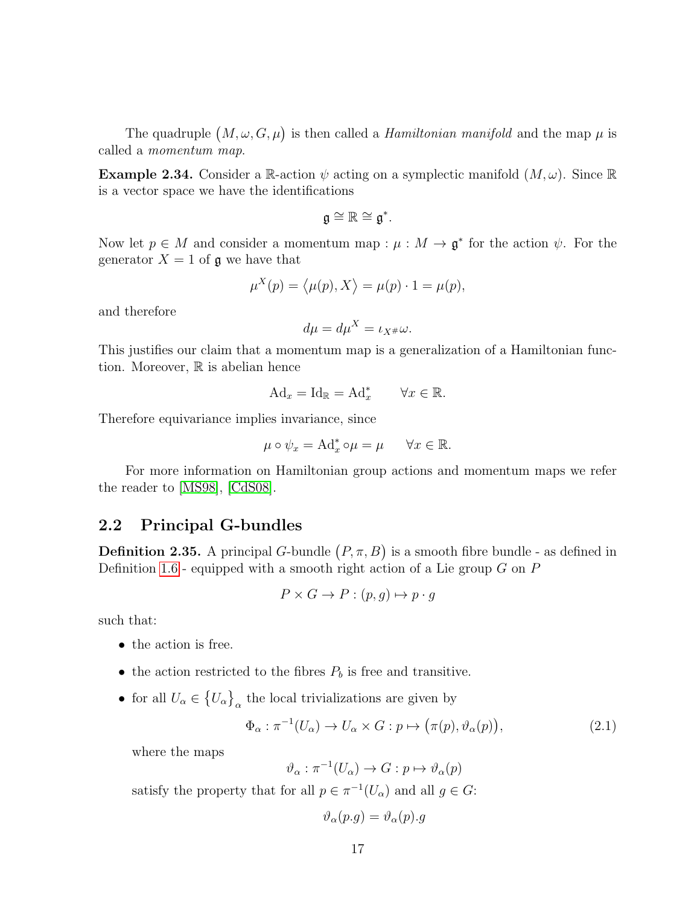The quadruple $(M, \omega, G, \mu)$ is then called a *Hamiltonian manifold* and the map $\mu$ is called a *momentum map*.

**Example 2.34.** Consider a $\mathbb{R}$-action $\psi$ acting on a symplectic manifold $(M, \omega)$. Since $\mathbb{R}$ is a vector space we have the identifications

$$\mathfrak{g} \cong \mathbb{R} \cong \mathfrak{g}^*.$$

Now let $p \in M$ and consider a momentum map : $\mu : M \to \mathfrak{g}^*$ for the action $\psi$. For the generator $X = 1$ of $\mathfrak{g}$ we have that

$$\mu^X(p) = \langle \mu(p), X \rangle = \mu(p) \cdot 1 = \mu(p),$$

and therefore

$$d\mu = d\mu^X = \iota_{X^\#}\omega.$$

This justifies our claim that a momentum map is a generalization of a Hamiltonian function. Moreover, $\mathbb{R}$ is abelian hence

$$\mathrm{Ad}_x = \mathrm{Id}_{\mathbb{R}} = \mathrm{Ad}_x^* \qquad \forall x \in \mathbb{R}.$$

Therefore equivariance implies invariance, since

$$\mu \circ \psi_x = \mathrm{Ad}_x^* \circ \mu = \mu \qquad \forall x \in \mathbb{R}.$$

For more information on Hamiltonian group actions and momentum maps we refer the reader to [MS98], [CdS08].

## 2.2 Principal G-bundles

**Definition 2.35.** A principal $G$-bundle $(P, \pi, B)$ is a smooth fibre bundle - as defined in Definition 1.6 - equipped with a smooth right action of a Lie group $G$ on $P$

$$P \times G \to P : (p, g) \mapsto p \cdot g$$

such that:

- the action is free.
- the action restricted to the fibres $P_b$ is free and transitive.
- for all $U_\alpha \in \{U_\alpha\}_\alpha$ the local trivializations are given by

$$\Phi_\alpha : \pi^{-1}(U_\alpha) \to U_\alpha \times G : p \mapsto (\pi(p), \vartheta_\alpha(p)), \tag{2.1}$$

  where the maps

$$\vartheta_\alpha : \pi^{-1}(U_\alpha) \to G : p \mapsto \vartheta_\alpha(p)$$

  satisfy the property that for all $p \in \pi^{-1}(U_\alpha)$ and all $g \in G$:

$$\vartheta_\alpha(p.g) = \vartheta_\alpha(p).g$$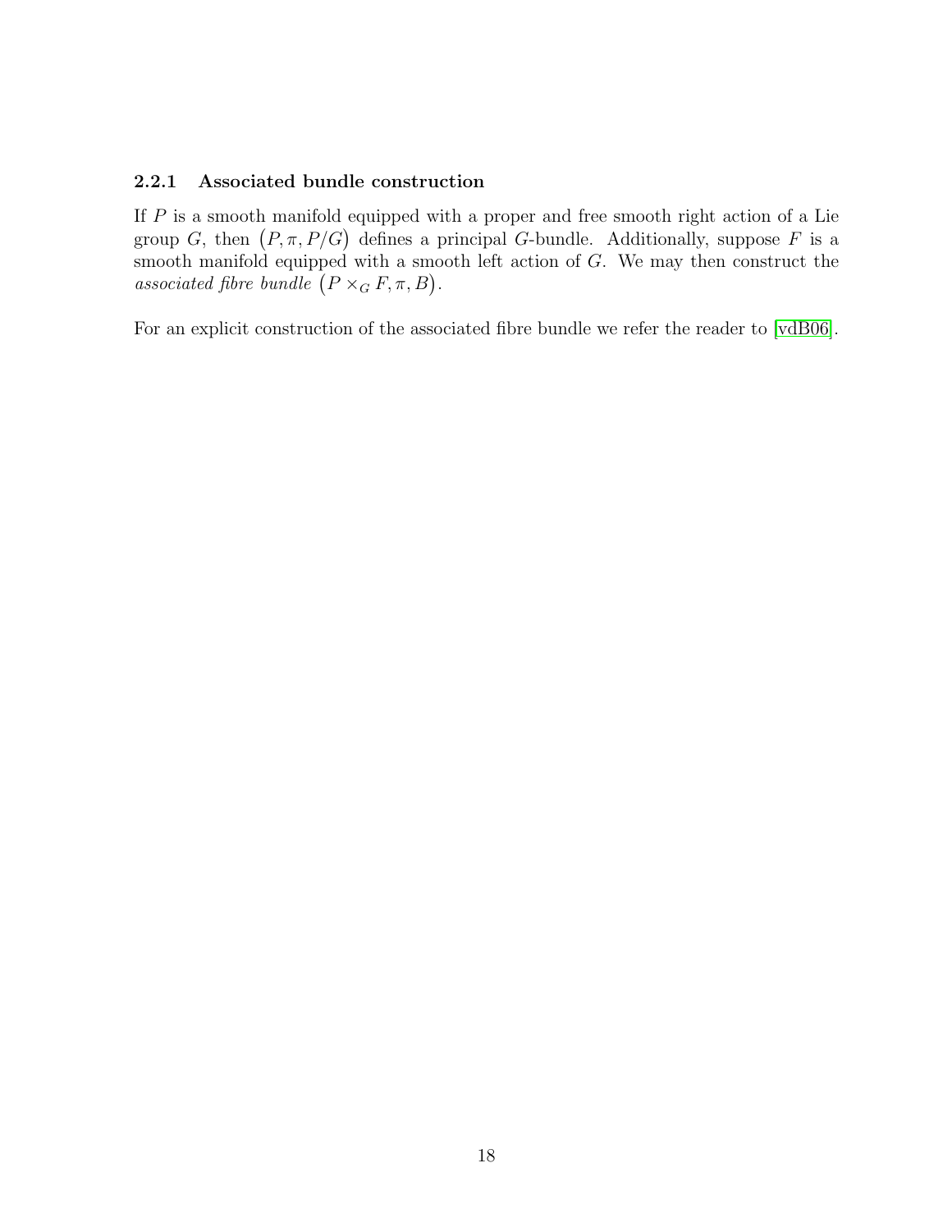### 2.2.1 Associated bundle construction

If $P$ is a smooth manifold equipped with a proper and free smooth right action of a Lie group $G$, then $\big(P, \pi, P/G\big)$ defines a principal $G$-bundle. Additionally, suppose $F$ is a smooth manifold equipped with a smooth left action of $G$. We may then construct the *associated fibre bundle* $\big(P \times_G F, \pi, B\big)$.

For an explicit construction of the associated fibre bundle we refer the reader to [vdB06].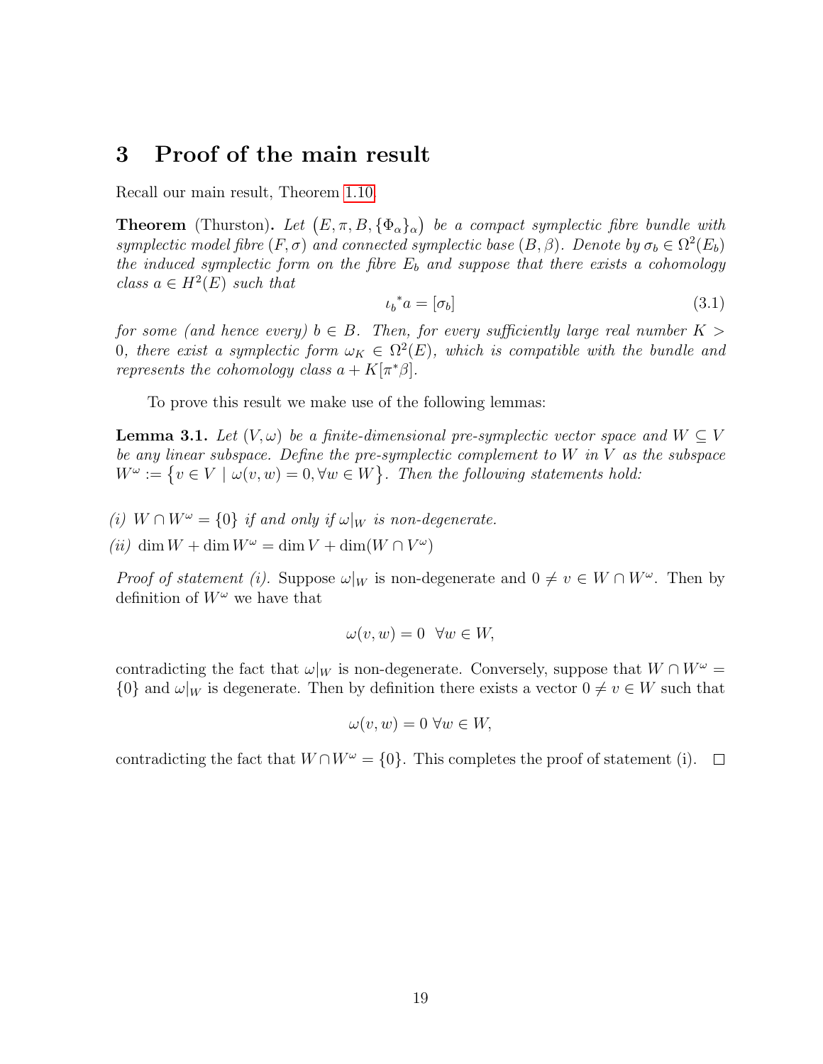## 3 Proof of the main result

Recall our main result, Theorem 1.10

**Theorem** (Thurston)**.** *Let $\big(E, \pi, B, \{\Phi_\alpha\}_\alpha\big)$ be a compact symplectic fibre bundle with symplectic model fibre $(F, \sigma)$ and connected symplectic base $(B, \beta)$. Denote by $\sigma_b \in \Omega^2(E_b)$ the induced symplectic form on the fibre $E_b$ and suppose that there exists a cohomology class $a \in H^2(E)$ such that*

$$\iota_b{}^* a = [\sigma_b] \tag{3.1}$$

*for some (and hence every) $b \in B$. Then, for every sufficiently large real number $K > 0$, there exist a symplectic form $\omega_K \in \Omega^2(E)$, which is compatible with the bundle and represents the cohomology class $a + K[\pi^*\beta]$.*

To prove this result we make use of the following lemmas:

**Lemma 3.1.** *Let $(V, \omega)$ be a finite-dimensional pre-symplectic vector space and $W \subseteq V$ be any linear subspace. Define the pre-symplectic complement to $W$ in $V$ as the subspace $W^\omega := \big\{v \in V \mid \omega(v, w) = 0, \forall w \in W\big\}$. Then the following statements hold:*

*(i) $W \cap W^\omega = \{0\}$ if and only if $\omega|_W$ is non-degenerate.*

*(ii) $\dim W + \dim W^\omega = \dim V + \dim(W \cap V^\omega)$*

*Proof of statement (i).* Suppose $\omega|_W$ is non-degenerate and $0 \neq v \in W \cap W^\omega$. Then by definition of $W^\omega$ we have that

$$\omega(v, w) = 0 \ \ \forall w \in W,$$

contradicting the fact that $\omega|_W$ is non-degenerate. Conversely, suppose that $W \cap W^\omega = \{0\}$ and $\omega|_W$ is degenerate. Then by definition there exists a vector $0 \neq v \in W$ such that

$$\omega(v, w) = 0 \ \forall w \in W,$$

contradicting the fact that $W \cap W^\omega = \{0\}$. This completes the proof of statement (i). $\square$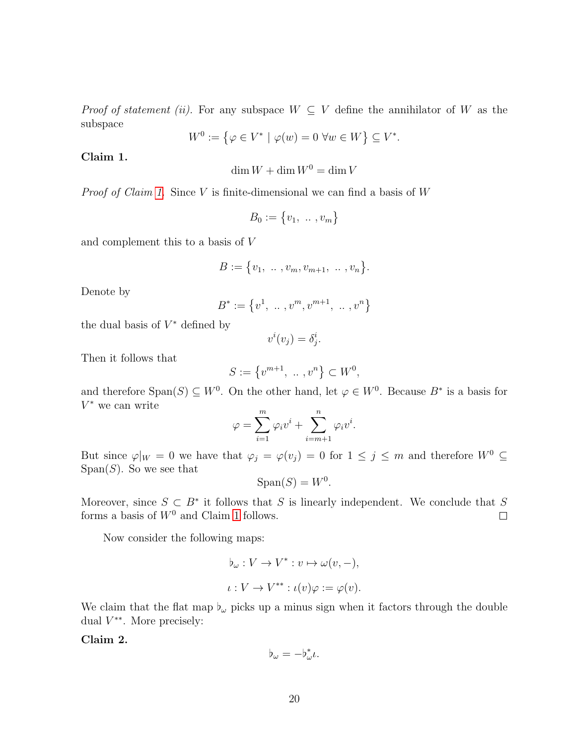*Proof of statement (ii).* For any subspace $W \subseteq V$ define the annihilator of $W$ as the subspace

$$W^0 := \{\varphi \in V^* \mid \varphi(w) = 0 \ \forall w \in W\} \subseteq V^*.$$

**Claim 1.**

$$\dim W + \dim W^0 = \dim V$$

*Proof of Claim 1.* Since $V$ is finite-dimensional we can find a basis of $W$

$$B_0 := \{v_1, \ .. \ , v_m\}$$

and complement this to a basis of $V$

$$B := \{v_1, \ .. \ , v_m, v_{m+1}, \ .. \ , v_n\}.$$

Denote by

$$B^* := \{v^1, \ .. \ , v^m, v^{m+1}, \ .. \ , v^n\}$$

the dual basis of $V^*$ defined by

$$v^i(v_j) = \delta^i_j.$$

Then it follows that

$$S := \{v^{m+1}, \ .. \ , v^n\} \subset W^0,$$

and therefore $\text{Span}(S) \subseteq W^0$. On the other hand, let $\varphi \in W^0$. Because $B^*$ is a basis for $V^*$ we can write

$$\varphi = \sum_{i=1}^{m} \varphi_i v^i + \sum_{i=m+1}^{n} \varphi_i v^i.$$

But since $\varphi|_W = 0$ we have that $\varphi_j = \varphi(v_j) = 0$ for $1 \leq j \leq m$ and therefore $W^0 \subseteq \text{Span}(S)$. So we see that

$$\text{Span}(S) = W^0.$$

Moreover, since $S \subset B^*$ it follows that $S$ is linearly independent. We conclude that $S$ forms a basis of $W^0$ and Claim 1 follows. $\square$

Now consider the following maps:

$$\flat_\omega : V \to V^* : v \mapsto \omega(v, -),$$

$$\iota : V \to V^{**} : \iota(v)\varphi := \varphi(v).$$

We claim that the flat map $\flat_\omega$ picks up a minus sign when it factors through the double dual $V^{**}$. More precisely:

**Claim 2.**

$$\flat_\omega = -\flat_\omega^* \iota.$$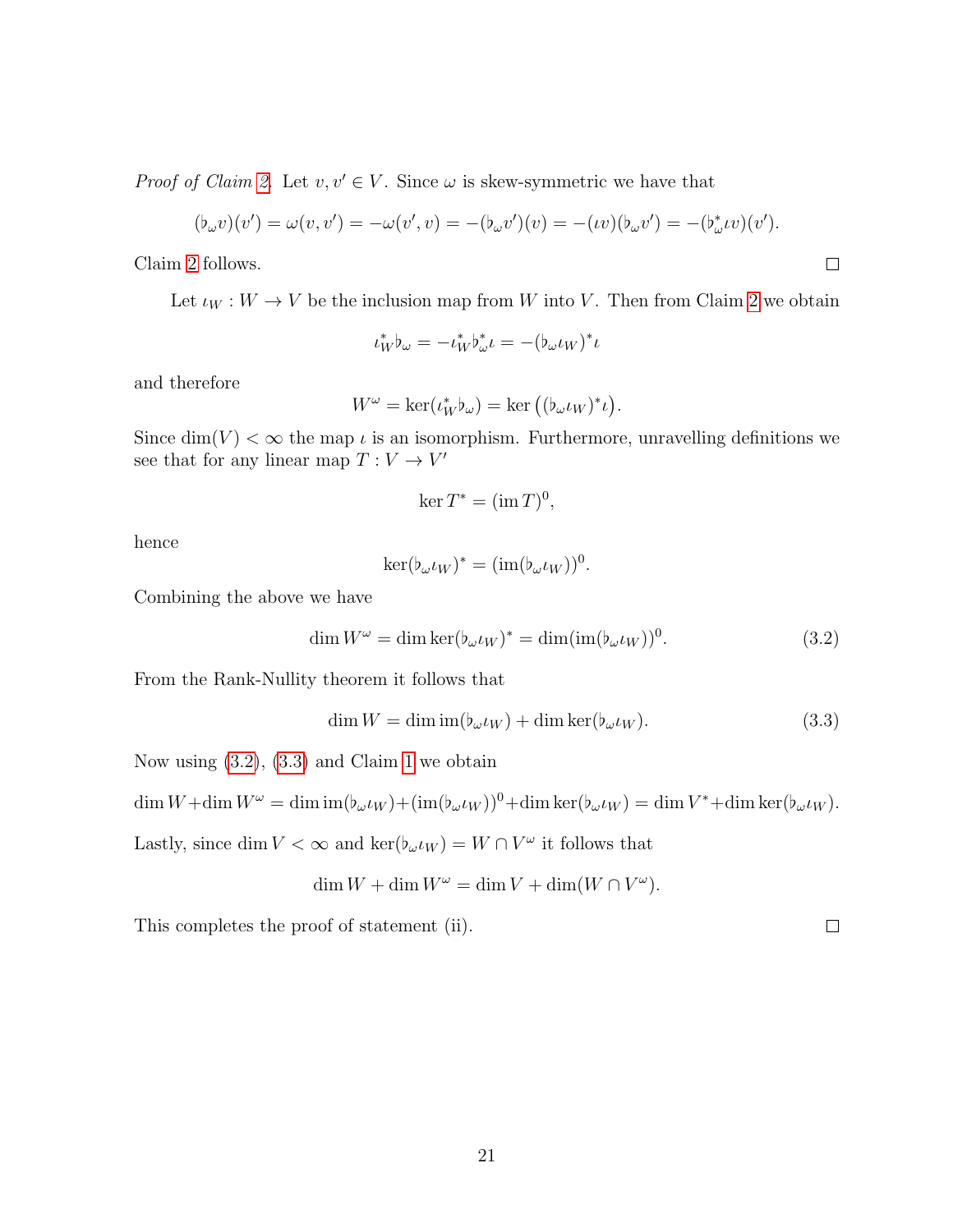*Proof of Claim 2.* Let $v, v' \in V$. Since $\omega$ is skew-symmetric we have that

$$(\flat_\omega v)(v') = \omega(v, v') = -\omega(v', v) = -(\flat_\omega v')(v) = -(\iota v)(\flat_\omega v') = -(\flat_\omega^* \iota v)(v').$$

Claim 2 follows. $\square$

Let $\iota_W : W \to V$ be the inclusion map from $W$ into $V$. Then from Claim 2 we obtain

$$\iota_W^* \flat_\omega = -\iota_W^* \flat_\omega^* \iota = -(\flat_\omega \iota_W)^* \iota$$

and therefore

$$W^\omega = \ker(\iota_W^* \flat_\omega) = \ker\left((\flat_\omega \iota_W)^* \iota\right).$$

Since $\dim(V) < \infty$ the map $\iota$ is an isomorphism. Furthermore, unravelling definitions we see that for any linear map $T : V \to V'$

$$\ker T^* = (\operatorname{im} T)^0,$$

hence

$$\ker(\flat_\omega \iota_W)^* = (\operatorname{im}(\flat_\omega \iota_W))^0.$$

Combining the above we have

$$\dim W^\omega = \dim \ker(\flat_\omega \iota_W)^* = \dim(\operatorname{im}(\flat_\omega \iota_W))^0. \tag{3.2}$$

From the Rank-Nullity theorem it follows that

$$\dim W = \dim \operatorname{im}(\flat_\omega \iota_W) + \dim \ker(\flat_\omega \iota_W). \tag{3.3}$$

Now using (3.2), (3.3) and Claim 1 we obtain

$$\dim W + \dim W^\omega = \dim \operatorname{im}(\flat_\omega \iota_W) + (\operatorname{im}(\flat_\omega \iota_W))^0 + \dim \ker(\flat_\omega \iota_W) = \dim V^* + \dim \ker(\flat_\omega \iota_W).$$

Lastly, since $\dim V < \infty$ and $\ker(\flat_\omega \iota_W) = W \cap V^\omega$ it follows that

$$\dim W + \dim W^\omega = \dim V + \dim(W \cap V^\omega).$$

This completes the proof of statement (ii). $\square$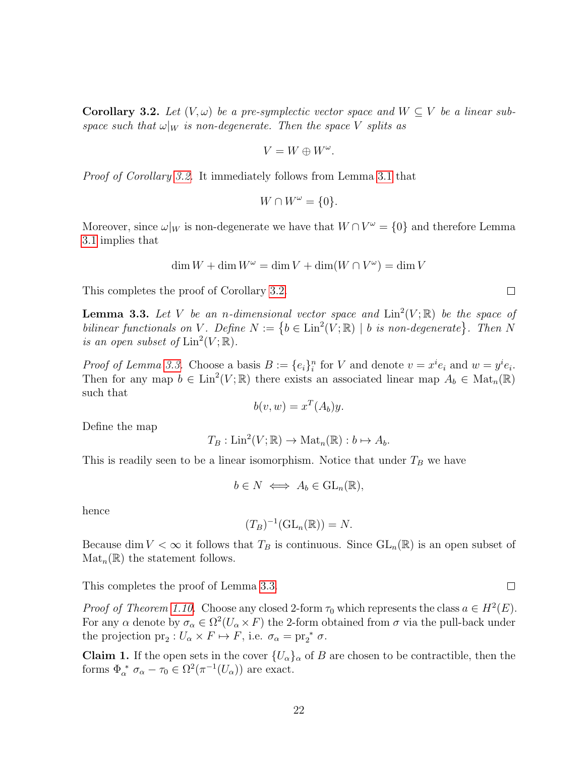**Corollary 3.2.** *Let $(V, \omega)$ be a pre-symplectic vector space and $W \subseteq V$ be a linear subspace such that $\omega|_W$ is non-degenerate. Then the space $V$ splits as*

$$V = W \oplus W^{\omega}.$$

*Proof of Corollary 3.2.* It immediately follows from Lemma 3.1 that

$$W \cap W^{\omega} = \{0\}.$$

Moreover, since $\omega|_W$ is non-degenerate we have that $W \cap V^{\omega} = \{0\}$ and therefore Lemma 3.1 implies that

$$\dim W + \dim W^{\omega} = \dim V + \dim(W \cap V^{\omega}) = \dim V$$

This completes the proof of Corollary 3.2. $\square$

**Lemma 3.3.** *Let $V$ be an $n$-dimensional vector space and $\mathrm{Lin}^2(V; \mathbb{R})$ be the space of bilinear functionals on $V$. Define $N := \{b \in \mathrm{Lin}^2(V; \mathbb{R}) \mid b \text{ is non-degenerate}\}$. Then $N$ is an open subset of $\mathrm{Lin}^2(V; \mathbb{R})$.*

*Proof of Lemma 3.3.* Choose a basis $B := \{e_i\}_i^n$ for $V$ and denote $v = x^i e_i$ and $w = y^i e_i$. Then for any map $b \in \mathrm{Lin}^2(V; \mathbb{R})$ there exists an associated linear map $A_b \in \mathrm{Mat}_n(\mathbb{R})$ such that

$$b(v, w) = x^T (A_b) y.$$

Define the map

$$T_B : \mathrm{Lin}^2(V; \mathbb{R}) \to \mathrm{Mat}_n(\mathbb{R}) : b \mapsto A_b.$$

This is readily seen to be a linear isomorphism. Notice that under $T_B$ we have

$$b \in N \iff A_b \in \mathrm{GL}_n(\mathbb{R}),$$

hence

$$(T_B)^{-1}(\mathrm{GL}_n(\mathbb{R})) = N.$$

Because $\dim V < \infty$ it follows that $T_B$ is continuous. Since $\mathrm{GL}_n(\mathbb{R})$ is an open subset of $\mathrm{Mat}_n(\mathbb{R})$ the statement follows.

This completes the proof of Lemma 3.3. $\square$

*Proof of Theorem 1.10.* Choose any closed 2-form $\tau_0$ which represents the class $a \in H^2(E)$. For any $\alpha$ denote by $\sigma_\alpha \in \Omega^2(U_\alpha \times F)$ the 2-form obtained from $\sigma$ via the pull-back under the projection $\mathrm{pr}_2 : U_\alpha \times F \mapsto F$, i.e. $\sigma_\alpha = {\mathrm{pr}_2}^* \sigma$.

**Claim 1.** If the open sets in the cover $\{U_\alpha\}_\alpha$ of $B$ are chosen to be contractible, then the forms ${\Phi_\alpha}^* \sigma_\alpha - \tau_0 \in \Omega^2(\pi^{-1}(U_\alpha))$ are exact.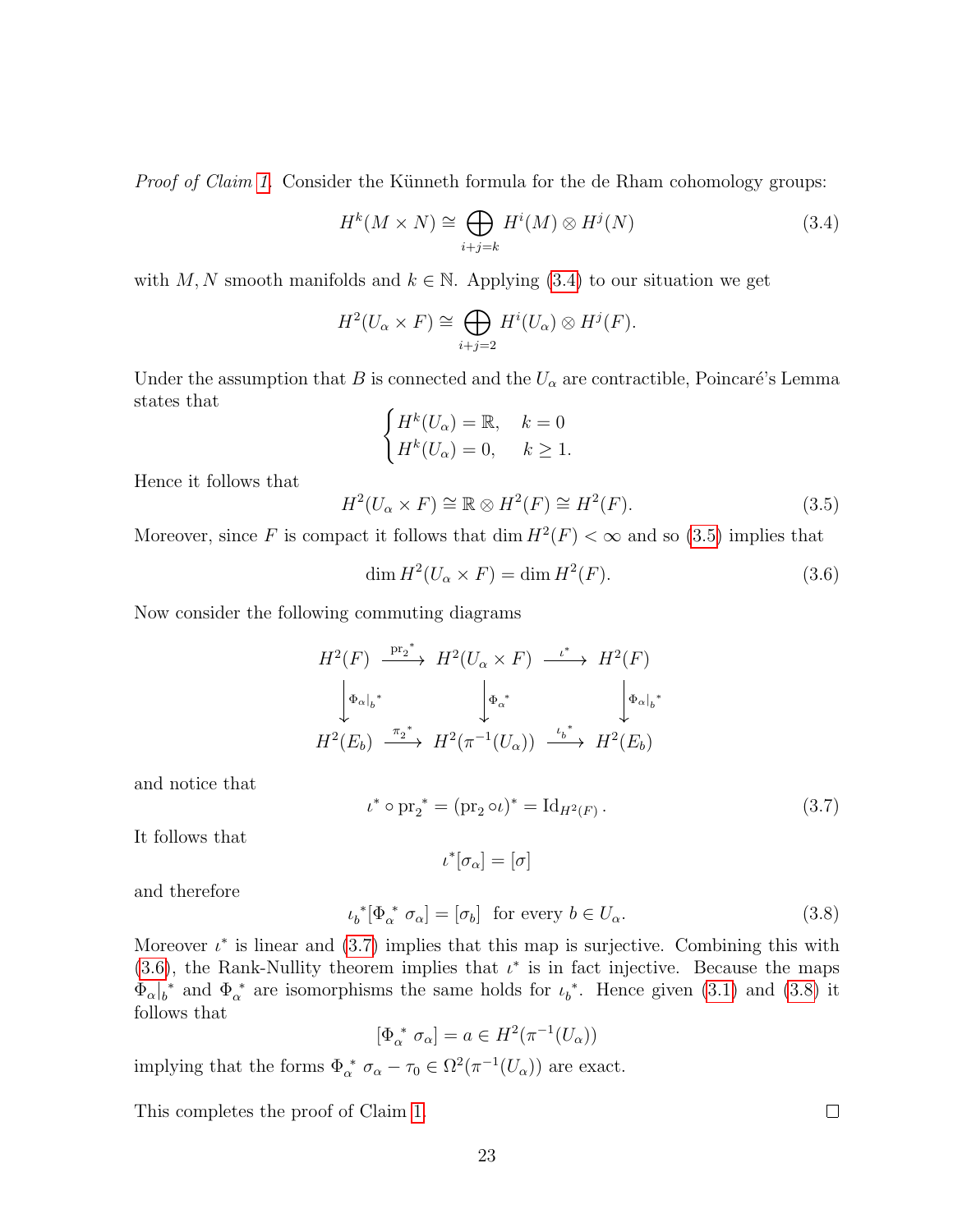*Proof of Claim 1.* Consider the Künneth formula for the de Rham cohomology groups:

$$H^k(M \times N) \cong \bigoplus_{i+j=k} H^i(M) \otimes H^j(N) \tag{3.4}$$

with $M, N$ smooth manifolds and $k \in \mathbb{N}$. Applying (3.4) to our situation we get

$$H^2(U_\alpha \times F) \cong \bigoplus_{i+j=2} H^i(U_\alpha) \otimes H^j(F).$$

Under the assumption that $B$ is connected and the $U_\alpha$ are contractible, Poincaré's Lemma states that

$$\begin{cases} H^k(U_\alpha) = \mathbb{R}, & k = 0 \\ H^k(U_\alpha) = 0, & k \geq 1. \end{cases}$$

Hence it follows that

$$H^2(U_\alpha \times F) \cong \mathbb{R} \otimes H^2(F) \cong H^2(F). \tag{3.5}$$

Moreover, since $F$ is compact it follows that $\dim H^2(F) < \infty$ and so (3.5) implies that

$$\dim H^2(U_\alpha \times F) = \dim H^2(F). \tag{3.6}$$

Now consider the following commuting diagrams

$$\begin{array}{ccccc} H^2(F) & \xrightarrow{\mathrm{pr}_2{}^*} & H^2(U_\alpha \times F) & \xrightarrow{\iota^*} & H^2(F) \\ \downarrow {\scriptstyle \Phi_\alpha|_b{}^*} & & \downarrow {\scriptstyle \Phi_\alpha{}^*} & & \downarrow {\scriptstyle \Phi_\alpha|_b{}^*} \\ H^2(E_b) & \xrightarrow{\pi_2{}^*} & H^2(\pi^{-1}(U_\alpha)) & \xrightarrow{\iota_b{}^*} & H^2(E_b) \end{array}$$

and notice that

$$\iota^* \circ \mathrm{pr}_2{}^* = (\mathrm{pr}_2 \circ \iota)^* = \mathrm{Id}_{H^2(F)}. \tag{3.7}$$

It follows that

$$\iota^*[\sigma_\alpha] = [\sigma]$$

and therefore

$$\iota_b{}^*[\Phi_\alpha{}^* \, \sigma_\alpha] = [\sigma_b] \text{ for every } b \in U_\alpha. \tag{3.8}$$

Moreover $\iota^*$ is linear and (3.7) implies that this map is surjective. Combining this with (3.6), the Rank-Nullity theorem implies that $\iota^*$ is in fact injective. Because the maps $\Phi_\alpha|_b{}^*$ and $\Phi_\alpha{}^*$ are isomorphisms the same holds for $\iota_b{}^*$. Hence given (3.1) and (3.8) it follows that

$$[\Phi_\alpha{}^* \, \sigma_\alpha] = a \in H^2(\pi^{-1}(U_\alpha))$$

implying that the forms $\Phi_\alpha{}^* \, \sigma_\alpha - \tau_0 \in \Omega^2(\pi^{-1}(U_\alpha))$ are exact.

This completes the proof of Claim 1. □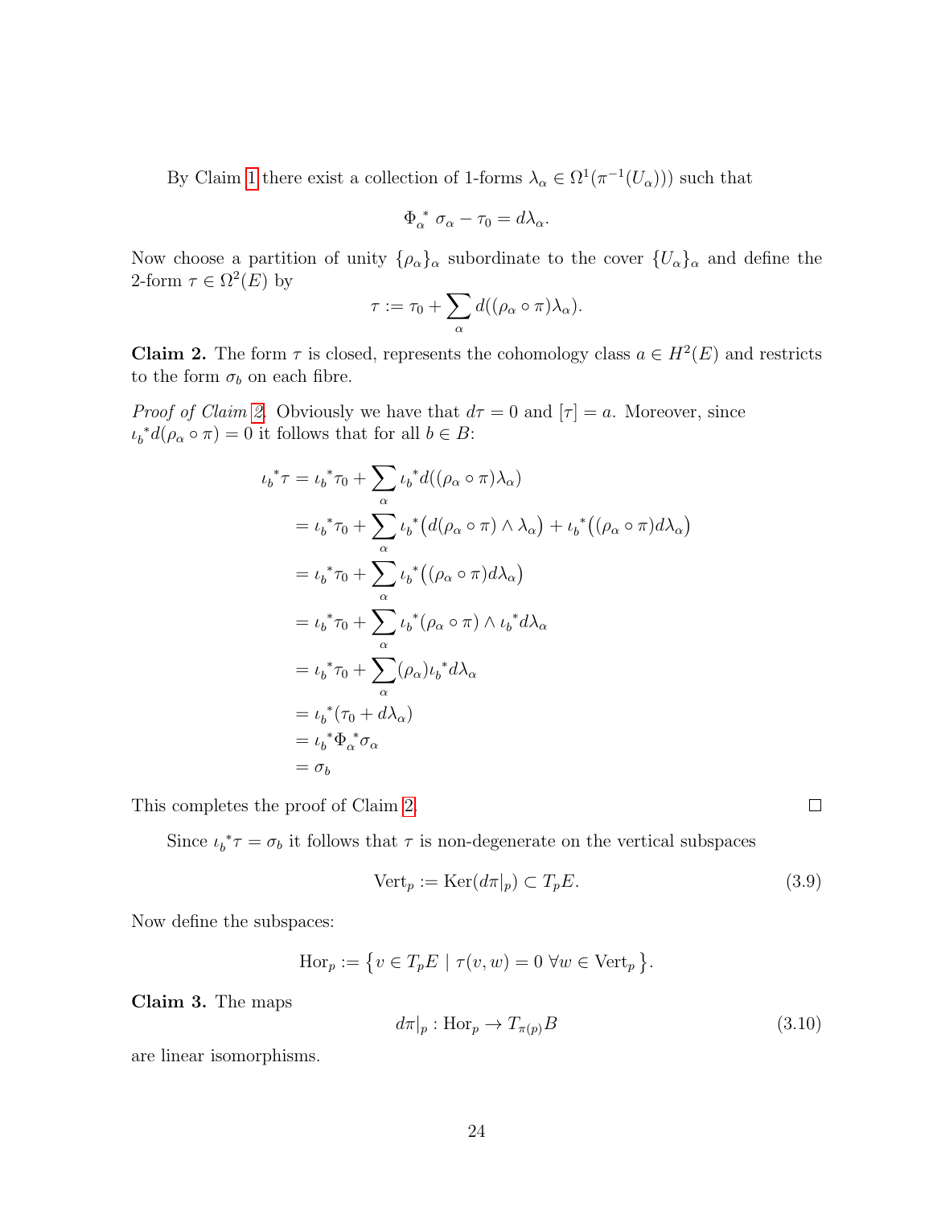By Claim 1 there exist a collection of 1-forms $\lambda_\alpha \in \Omega^1(\pi^{-1}(U_\alpha)))$ such that

$$\Phi_\alpha{}^*\, \sigma_\alpha - \tau_0 = d\lambda_\alpha.$$

Now choose a partition of unity $\{\rho_\alpha\}_\alpha$ subordinate to the cover $\{U_\alpha\}_\alpha$ and define the 2-form $\tau \in \Omega^2(E)$ by

$$\tau := \tau_0 + \sum_\alpha d((\rho_\alpha \circ \pi)\lambda_\alpha).$$

**Claim 2.** The form $\tau$ is closed, represents the cohomology class $a \in H^2(E)$ and restricts to the form $\sigma_b$ on each fibre.

*Proof of Claim 2.* Obviously we have that $d\tau = 0$ and $[\tau] = a$. Moreover, since $\iota_b{}^* d(\rho_\alpha \circ \pi) = 0$ it follows that for all $b \in B$:

$$\begin{aligned}
\iota_b{}^*\tau &= \iota_b{}^*\tau_0 + \sum_\alpha \iota_b{}^* d((\rho_\alpha \circ \pi)\lambda_\alpha) \\
&= \iota_b{}^*\tau_0 + \sum_\alpha \iota_b{}^*\big(d(\rho_\alpha \circ \pi) \wedge \lambda_\alpha\big) + \iota_b{}^*\big((\rho_\alpha \circ \pi) d\lambda_\alpha\big) \\
&= \iota_b{}^*\tau_0 + \sum_\alpha \iota_b{}^*\big((\rho_\alpha \circ \pi) d\lambda_\alpha\big) \\
&= \iota_b{}^*\tau_0 + \sum_\alpha \iota_b{}^*(\rho_\alpha \circ \pi) \wedge \iota_b{}^* d\lambda_\alpha \\
&= \iota_b{}^*\tau_0 + \sum_\alpha (\rho_\alpha)\iota_b{}^* d\lambda_\alpha \\
&= \iota_b{}^*(\tau_0 + d\lambda_\alpha) \\
&= \iota_b{}^*\Phi_\alpha{}^*\sigma_\alpha \\
&= \sigma_b
\end{aligned}$$

This completes the proof of Claim 2. □

Since $\iota_b{}^*\tau = \sigma_b$ it follows that $\tau$ is non-degenerate on the vertical subspaces

$$\mathrm{Vert}_p := \mathrm{Ker}(d\pi|_p) \subset T_pE. \tag{3.9}$$

Now define the subspaces:

$$\mathrm{Hor}_p := \big\{ v \in T_pE \mid \tau(v, w) = 0 \ \forall w \in \mathrm{Vert}_p \big\}.$$

**Claim 3.** The maps

$$d\pi|_p : \mathrm{Hor}_p \to T_{\pi(p)}B \tag{3.10}$$

are linear isomorphisms.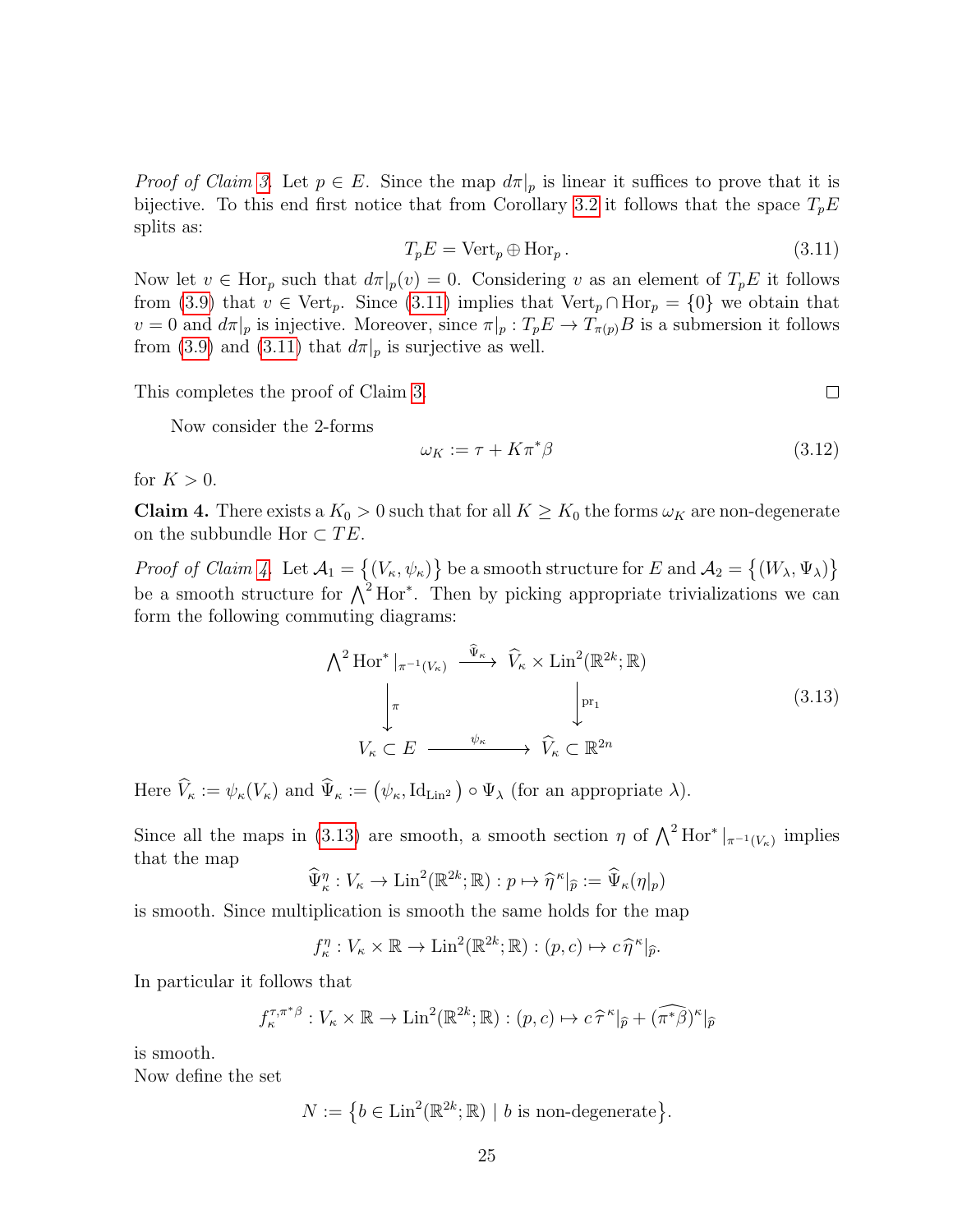*Proof of Claim 3.* Let $p \in E$. Since the map $d\pi|_p$ is linear it suffices to prove that it is bijective. To this end first notice that from Corollary 3.2 it follows that the space $T_pE$ splits as:

$$T_pE = \mathrm{Vert}_p \oplus \mathrm{Hor}_p\,. \tag{3.11}$$

Now let $v \in \mathrm{Hor}_p$ such that $d\pi|_p(v) = 0$. Considering $v$ as an element of $T_pE$ it follows from (3.9) that $v \in \mathrm{Vert}_p$. Since (3.11) implies that $\mathrm{Vert}_p \cap \mathrm{Hor}_p = \{0\}$ we obtain that $v = 0$ and $d\pi|_p$ is injective. Moreover, since $\pi|_p : T_pE \to T_{\pi(p)}B$ is a submersion it follows from (3.9) and (3.11) that $d\pi|_p$ is surjective as well.

This completes the proof of Claim 3. □

Now consider the 2-forms

$$\omega_K := \tau + K\pi^*\beta \tag{3.12}$$

for $K > 0$.

**Claim 4.** There exists a $K_0 > 0$ such that for all $K \geq K_0$ the forms $\omega_K$ are non-degenerate on the subbundle $\mathrm{Hor} \subset TE$.

*Proof of Claim 4.* Let $\mathcal{A}_1 = \{(V_\kappa, \psi_\kappa)\}$ be a smooth structure for $E$ and $\mathcal{A}_2 = \{(W_\lambda, \Psi_\lambda)\}$ be a smooth structure for $\bigwedge^2 \mathrm{Hor}^*$. Then by picking appropriate trivializations we can form the following commuting diagrams:

$$\begin{array}{ccc}
\bigwedge^2 \mathrm{Hor}^*|_{\pi^{-1}(V_\kappa)} & \xrightarrow{\widehat{\Psi}_\kappa} & \widehat{V}_\kappa \times \mathrm{Lin}^2(\mathbb{R}^{2k};\mathbb{R}) \\
\Big\downarrow{\scriptstyle \pi} & & \Big\downarrow{\scriptstyle \mathrm{pr}_1} \\
V_\kappa \subset E & \xrightarrow{\psi_\kappa} & \widehat{V}_\kappa \subset \mathbb{R}^{2n}
\end{array} \tag{3.13}$$

Here $\widehat{V}_\kappa := \psi_\kappa(V_\kappa)$ and $\widehat{\Psi}_\kappa := \big(\psi_\kappa, \mathrm{Id}_{\mathrm{Lin}^2}\big) \circ \Psi_\lambda$ (for an appropriate $\lambda$).

Since all the maps in (3.13) are smooth, a smooth section $\eta$ of $\bigwedge^2 \mathrm{Hor}^*|_{\pi^{-1}(V_\kappa)}$ implies that the map

$$\widehat{\Psi}^\eta_\kappa : V_\kappa \to \mathrm{Lin}^2(\mathbb{R}^{2k};\mathbb{R}) : p \mapsto \widehat{\eta}^\kappa|_{\widehat{p}} := \widehat{\Psi}_\kappa(\eta|_p)$$

is smooth. Since multiplication is smooth the same holds for the map

$$f^\eta_\kappa : V_\kappa \times \mathbb{R} \to \mathrm{Lin}^2(\mathbb{R}^{2k};\mathbb{R}) : (p, c) \mapsto c\,\widehat{\eta}^\kappa|_{\widehat{p}}.$$

In particular it follows that

$$f^{\tau,\pi^*\beta}_\kappa : V_\kappa \times \mathbb{R} \to \mathrm{Lin}^2(\mathbb{R}^{2k};\mathbb{R}) : (p, c) \mapsto c\,\widehat{\tau}^\kappa|_{\widehat{p}} + \widehat{(\pi^*\beta)}^\kappa|_{\widehat{p}}$$

is smooth.

Now define the set

$$N := \big\{ b \in \mathrm{Lin}^2(\mathbb{R}^{2k};\mathbb{R}) \mid b \text{ is non-degenerate} \big\}.$$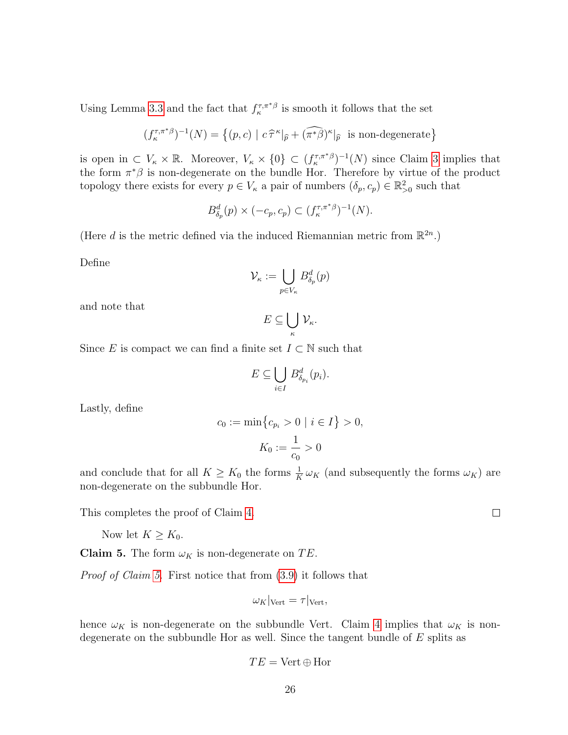Using Lemma 3.3 and the fact that $f_\kappa^{\tau,\pi^*\beta}$ is smooth it follows that the set

$$(f_\kappa^{\tau,\pi^*\beta})^{-1}(N) = \big\{(p,c) \mid c\,\widehat{\tau}^\kappa|_{\widehat{p}} + (\widehat{\pi^*\beta})^\kappa|_{\widehat{p}} \text{ is non-degenerate}\big\}$$

is open in $\subset V_\kappa \times \mathbb{R}$. Moreover, $V_\kappa \times \{0\} \subset (f_\kappa^{\tau,\pi^*\beta})^{-1}(N)$ since Claim 3 implies that the form $\pi^*\beta$ is non-degenerate on the bundle Hor. Therefore by virtue of the product topology there exists for every $p \in V_\kappa$ a pair of numbers $(\delta_p, c_p) \in \mathbb{R}^2_{>0}$ such that

$$B^d_{\delta_p}(p) \times (-c_p, c_p) \subset (f_\kappa^{\tau,\pi^*\beta})^{-1}(N).$$

(Here $d$ is the metric defined via the induced Riemannian metric from $\mathbb{R}^{2n}$.)

Define

$$\mathcal{V}_\kappa := \bigcup_{p \in V_\kappa} B^d_{\delta_p}(p)$$

and note that

$$E \subseteq \bigcup_\kappa \mathcal{V}_\kappa.$$

Since $E$ is compact we can find a finite set $I \subset \mathbb{N}$ such that

$$E \subseteq \bigcup_{i \in I} B^d_{\delta_{p_i}}(p_i).$$

Lastly, define

$$c_0 := \min\big\{c_{p_i} > 0 \mid i \in I\big\} > 0,$$

$$K_0 := \frac{1}{c_0} > 0$$

and conclude that for all $K \geq K_0$ the forms $\frac{1}{K}\omega_K$ (and subsequently the forms $\omega_K$) are non-degenerate on the subbundle Hor.

This completes the proof of Claim 4. □

Now let $K \geq K_0$.

**Claim 5.** The form $\omega_K$ is non-degenerate on $TE$.

*Proof of Claim 5.* First notice that from (3.9) it follows that

$$\omega_K|_{\text{Vert}} = \tau|_{\text{Vert}},$$

hence $\omega_K$ is non-degenerate on the subbundle Vert. Claim 4 implies that $\omega_K$ is non-degenerate on the subbundle Hor as well. Since the tangent bundle of $E$ splits as

$$TE = \text{Vert} \oplus \text{Hor}$$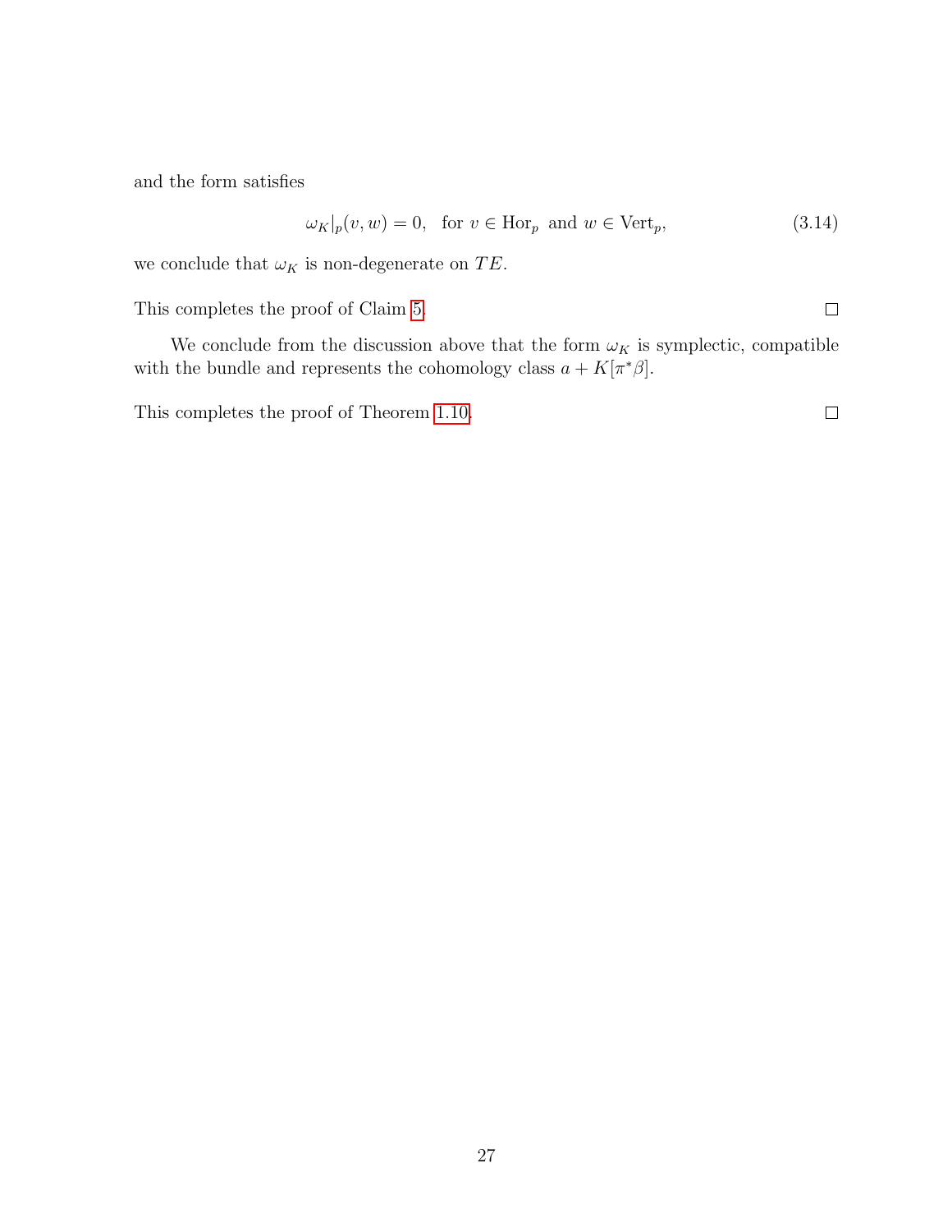and the form satisfies

$$\omega_K|_p(v, w) = 0, \quad \text{for } v \in \mathrm{Hor}_p \text{ and } w \in \mathrm{Vert}_p, \tag{3.14}$$

we conclude that $\omega_K$ is non-degenerate on $TE$.

This completes the proof of Claim 5. $\square$

We conclude from the discussion above that the form $\omega_K$ is symplectic, compatible with the bundle and represents the cohomology class $a + K[\pi^*\beta]$.

This completes the proof of Theorem 1.10. $\square$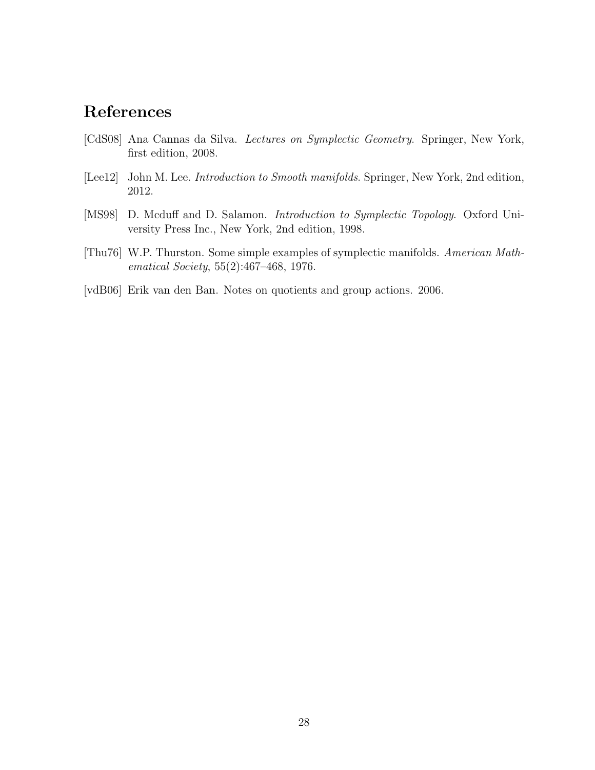# References

[CdS08] Ana Cannas da Silva. *Lectures on Symplectic Geometry*. Springer, New York, first edition, 2008.

[Lee12] John M. Lee. *Introduction to Smooth manifolds*. Springer, New York, 2nd edition, 2012.

[MS98] D. Mcduff and D. Salamon. *Introduction to Symplectic Topology*. Oxford University Press Inc., New York, 2nd edition, 1998.

[Thu76] W.P. Thurston. Some simple examples of symplectic manifolds. *American Mathematical Society*, 55(2):467–468, 1976.

[vdB06] Erik van den Ban. Notes on quotients and group actions. 2006.